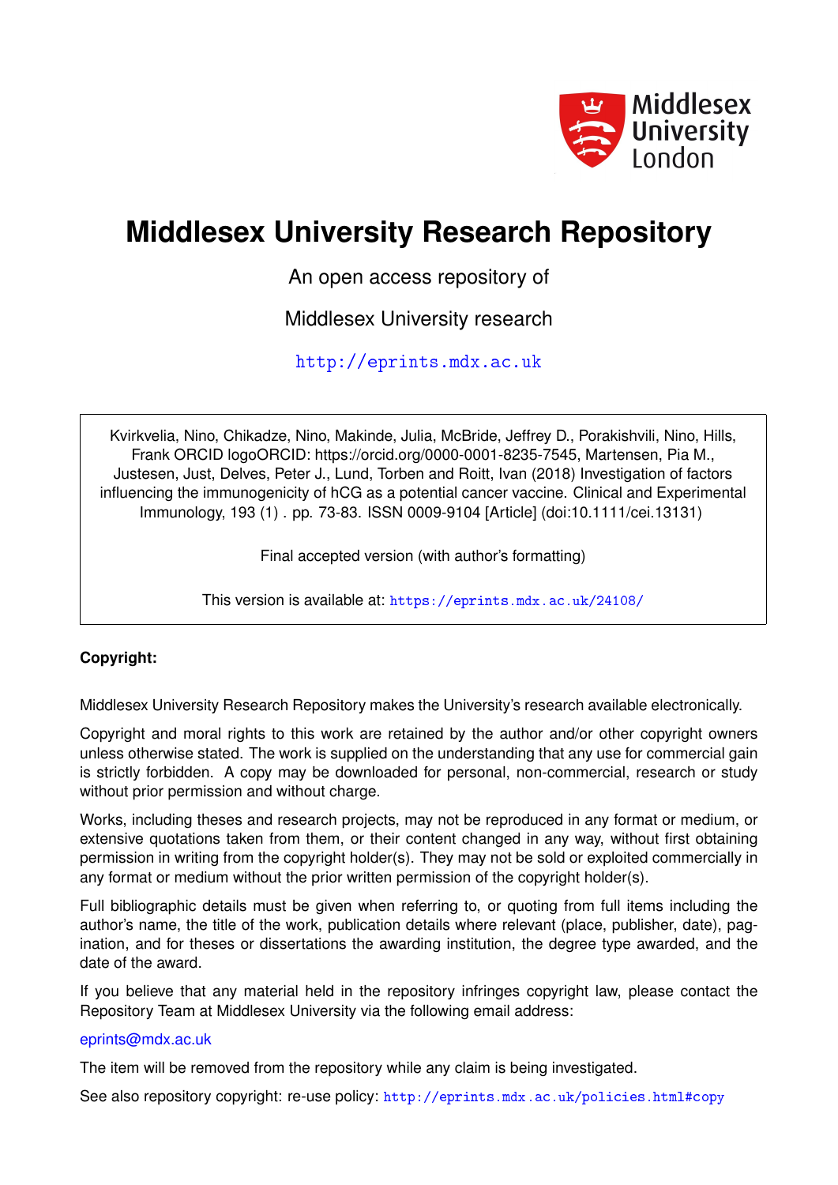# Middlesex University Research Repository

An open access repository of

Middlesex University research

http://eprints.mdx.ac.uk

Kvirkvelia, Nino, Chikadze, Nino, Makinde, Julia, McBride, Jeffrey D., Porakishvili, Nino, Hills, Frank ORCID logoORCID: https://orcid.org/0000-0001-8235-7545, Martensen, Pia M., Justesen, Just, Delves, Peter J., Lund, Torben and Roitt, Ivan (2018) Investigation of factors influencing the immunogenicity of hCG as a potential cancer vaccine. Clinical and Experimental Immunology, 193 (1) . pp. 73-83. ISSN 0009-9104 [Article] (doi:10.1111/cei.13131)

Final accepted version (with author's formatting)

This version is available at: https://eprints.mdx.ac.uk/24108/

**Copyright:**

Middlesex University Research Repository makes the University's research available electronically.

Copyright and moral rights to this work are retained by the author and/or other copyright owners unless otherwise stated. The work is supplied on the understanding that any use for commercial gain is strictly forbidden. A copy may be downloaded for personal, non-commercial, research or study without prior permission and without charge.

Works, including theses and research projects, may not be reproduced in any format or medium, or extensive quotations taken from them, or their content changed in any way, without first obtaining permission in writing from the copyright holder(s). They may not be sold or exploited commercially in any format or medium without the prior written permission of the copyright holder(s).

Full bibliographic details must be given when referring to, or quoting from full items including the author's name, the title of the work, publication details where relevant (place, publisher, date), pagination, and for theses or dissertations the awarding institution, the degree type awarded, and the date of the award.

If you believe that any material held in the repository infringes copyright law, please contact the Repository Team at Middlesex University via the following email address:

eprints@mdx.ac.uk

The item will be removed from the repository while any claim is being investigated.

See also repository copyright: re-use policy: http://eprints.mdx.ac.uk/policies.html#copy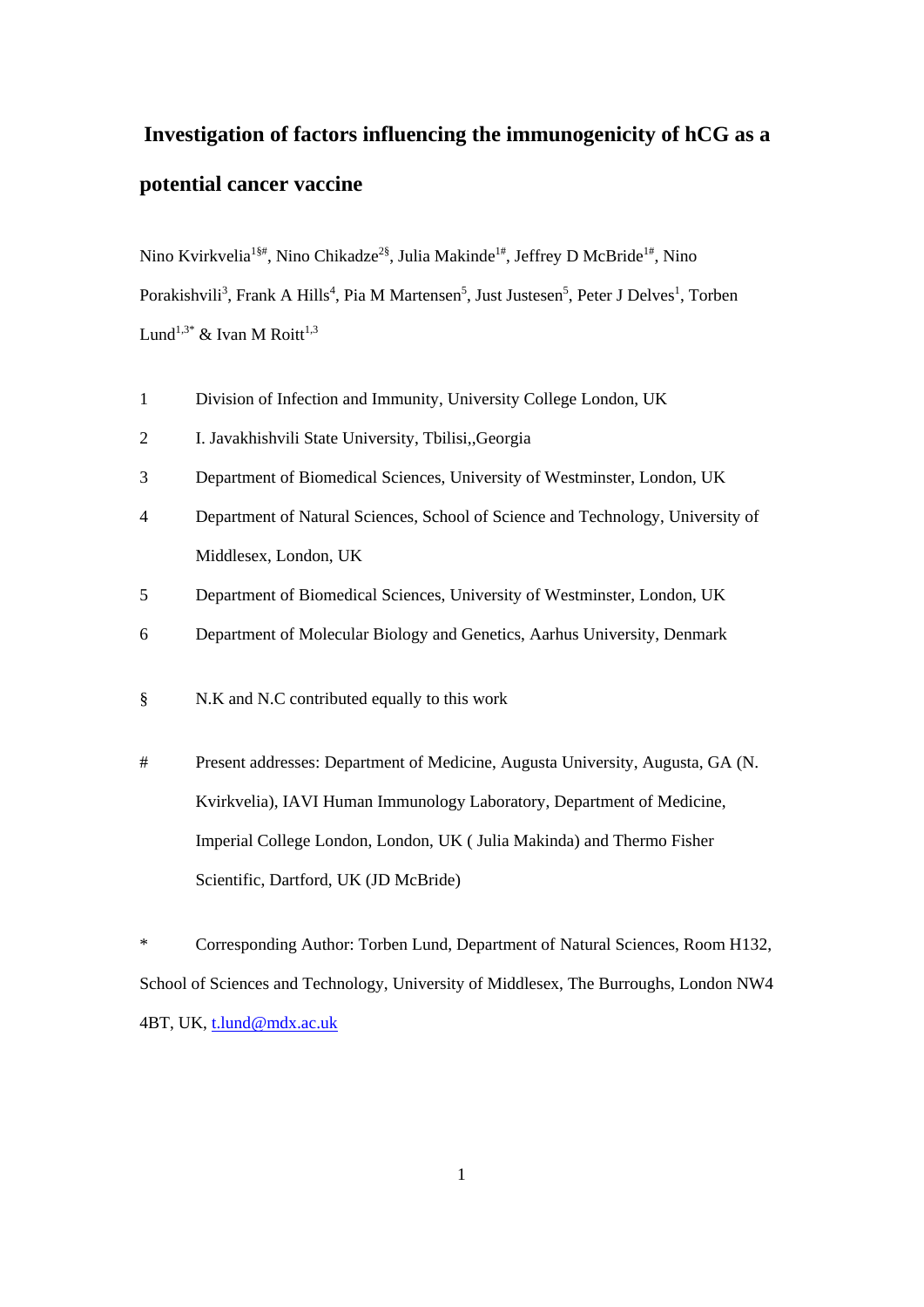# Investigation of factors influencing the immunogenicity of hCG as a potential cancer vaccine

Nino Kvirkvelia[1§#], Nino Chikadze[2§], Julia Makinde[1#], Jeffrey D McBride[1#], Nino Porakishvili[3], Frank A Hills[4], Pia M Martensen[5], Just Justesen[5], Peter J Delves[1], Torben Lund[1,3*] & Ivan M Roitt[1,3]

1 Division of Infection and Immunity, University College London, UK

2 I. Javakhishvili State University, Tbilisi,,Georgia

3 Department of Biomedical Sciences, University of Westminster, London, UK

4 Department of Natural Sciences, School of Science and Technology, University of Middlesex, London, UK

5 Department of Biomedical Sciences, University of Westminster, London, UK

6 Department of Molecular Biology and Genetics, Aarhus University, Denmark

§ N.K and N.C contributed equally to this work

# Present addresses: Department of Medicine, Augusta University, Augusta, GA (N. Kvirkvelia), IAVI Human Immunology Laboratory, Department of Medicine, Imperial College London, London, UK ( Julia Makinda) and Thermo Fisher Scientific, Dartford, UK (JD McBride)

* Corresponding Author: Torben Lund, Department of Natural Sciences, Room H132, School of Sciences and Technology, University of Middlesex, The Burroughs, London NW4 4BT, UK, t.lund@mdx.ac.uk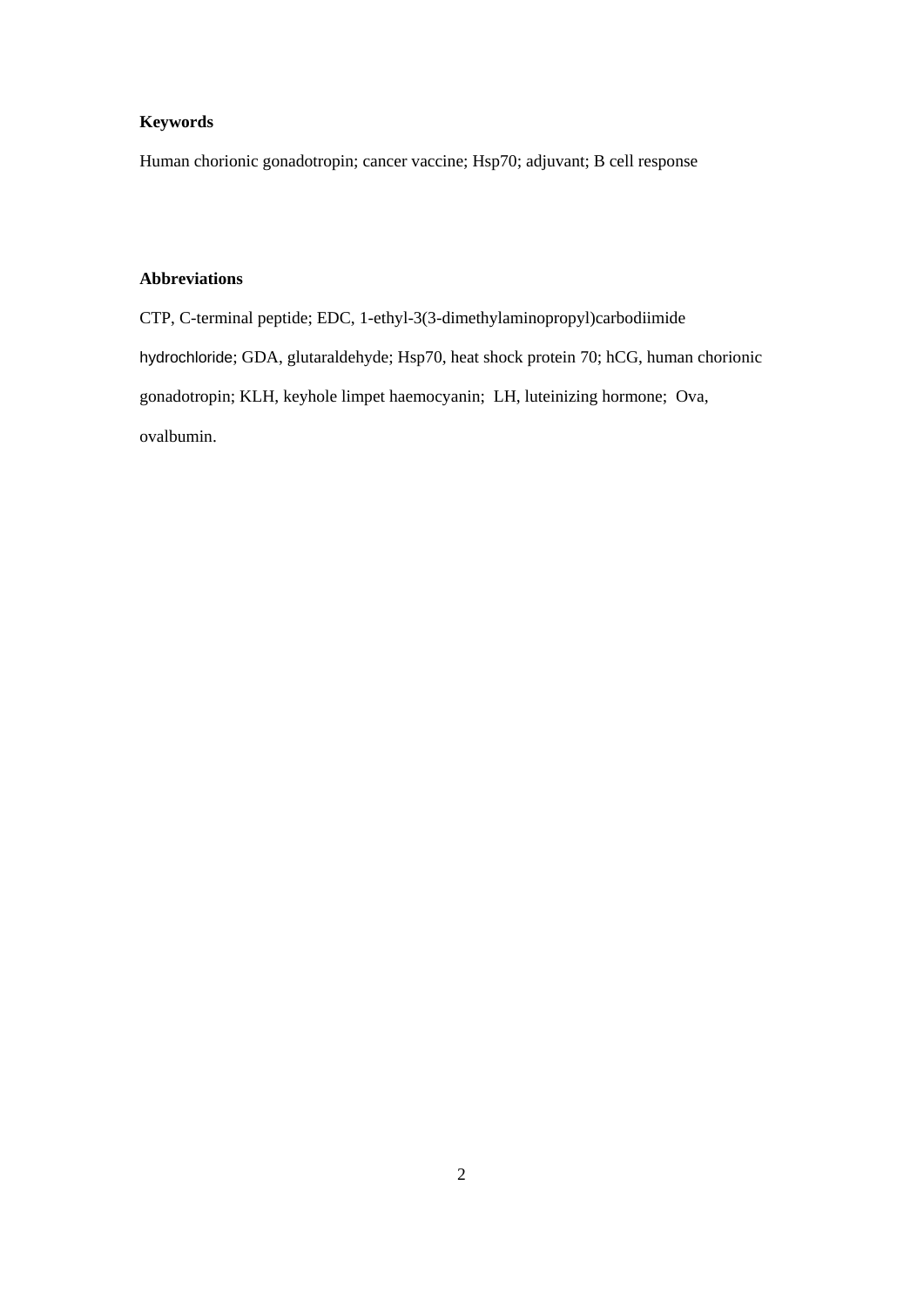**Keywords**

Human chorionic gonadotropin; cancer vaccine; Hsp70; adjuvant; B cell response

**Abbreviations**

CTP, C-terminal peptide; EDC, 1-ethyl-3(3-dimethylaminopropyl)carbodiimide hydrochloride; GDA, glutaraldehyde; Hsp70, heat shock protein 70; hCG, human chorionic gonadotropin; KLH, keyhole limpet haemocyanin; LH, luteinizing hormone; Ova, ovalbumin.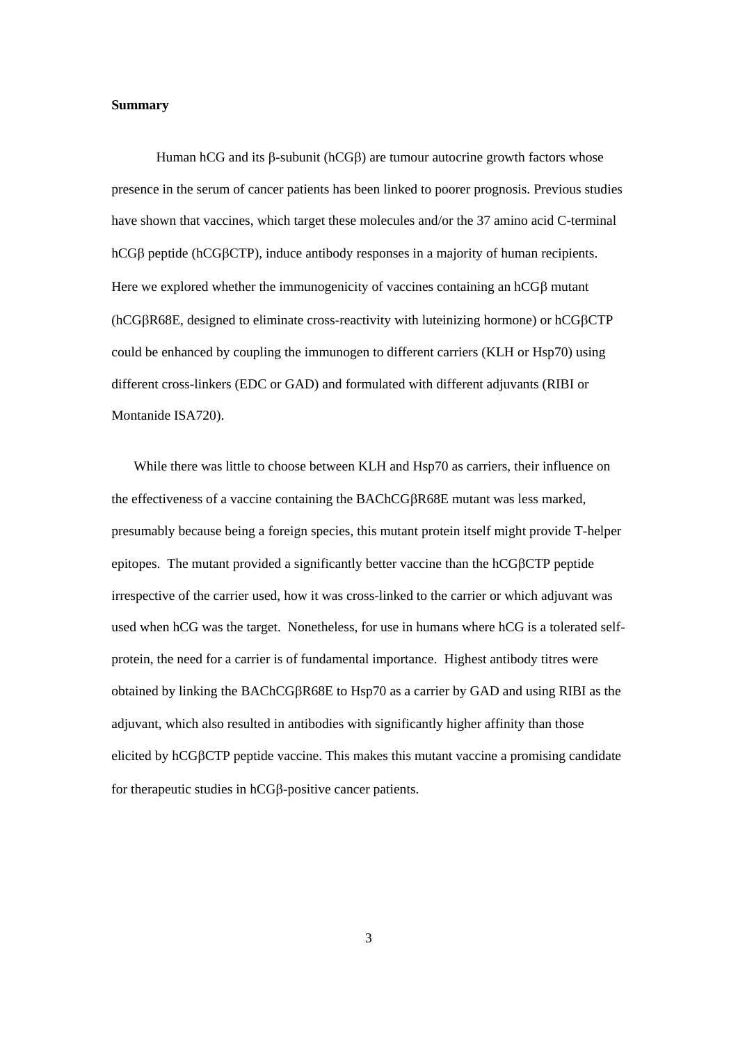**Summary**

Human hCG and its β-subunit (hCGβ) are tumour autocrine growth factors whose presence in the serum of cancer patients has been linked to poorer prognosis. Previous studies have shown that vaccines, which target these molecules and/or the 37 amino acid C-terminal hCGβ peptide (hCGβCTP), induce antibody responses in a majority of human recipients. Here we explored whether the immunogenicity of vaccines containing an hCGβ mutant (hCGβR68E, designed to eliminate cross-reactivity with luteinizing hormone) or hCGβCTP could be enhanced by coupling the immunogen to different carriers (KLH or Hsp70) using different cross-linkers (EDC or GAD) and formulated with different adjuvants (RIBI or Montanide ISA720).

While there was little to choose between KLH and Hsp70 as carriers, their influence on the effectiveness of a vaccine containing the BAChCGβR68E mutant was less marked, presumably because being a foreign species, this mutant protein itself might provide T-helper epitopes. The mutant provided a significantly better vaccine than the hCGβCTP peptide irrespective of the carrier used, how it was cross-linked to the carrier or which adjuvant was used when hCG was the target. Nonetheless, for use in humans where hCG is a tolerated self-protein, the need for a carrier is of fundamental importance. Highest antibody titres were obtained by linking the BAChCGβR68E to Hsp70 as a carrier by GAD and using RIBI as the adjuvant, which also resulted in antibodies with significantly higher affinity than those elicited by hCGβCTP peptide vaccine. This makes this mutant vaccine a promising candidate for therapeutic studies in hCGβ-positive cancer patients.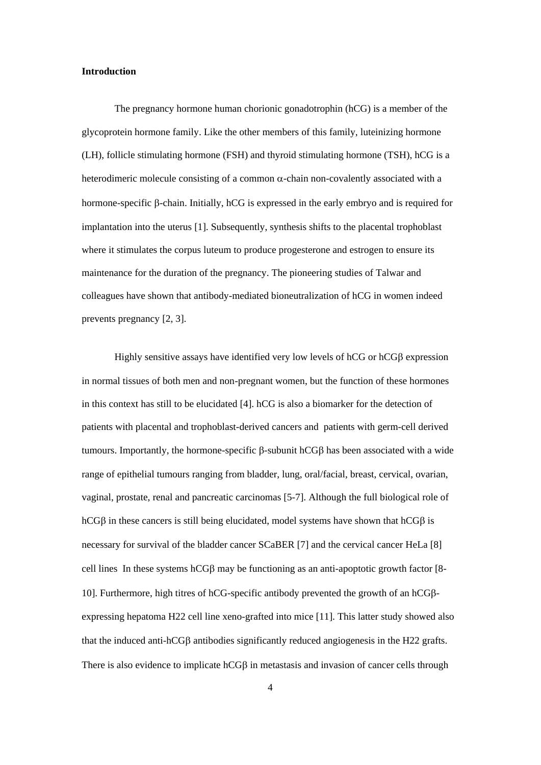**Introduction**

The pregnancy hormone human chorionic gonadotrophin (hCG) is a member of the glycoprotein hormone family. Like the other members of this family, luteinizing hormone (LH), follicle stimulating hormone (FSH) and thyroid stimulating hormone (TSH), hCG is a heterodimeric molecule consisting of a common α-chain non-covalently associated with a hormone-specific β-chain. Initially, hCG is expressed in the early embryo and is required for implantation into the uterus [1]. Subsequently, synthesis shifts to the placental trophoblast where it stimulates the corpus luteum to produce progesterone and estrogen to ensure its maintenance for the duration of the pregnancy. The pioneering studies of Talwar and colleagues have shown that antibody-mediated bioneutralization of hCG in women indeed prevents pregnancy [2, 3].

Highly sensitive assays have identified very low levels of hCG or hCGβ expression in normal tissues of both men and non-pregnant women, but the function of these hormones in this context has still to be elucidated [4]. hCG is also a biomarker for the detection of patients with placental and trophoblast-derived cancers and patients with germ-cell derived tumours. Importantly, the hormone-specific β-subunit hCGβ has been associated with a wide range of epithelial tumours ranging from bladder, lung, oral/facial, breast, cervical, ovarian, vaginal, prostate, renal and pancreatic carcinomas [5-7]. Although the full biological role of hCGβ in these cancers is still being elucidated, model systems have shown that hCGβ is necessary for survival of the bladder cancer SCaBER [7] and the cervical cancer HeLa [8] cell lines In these systems hCGβ may be functioning as an anti-apoptotic growth factor [8-10]. Furthermore, high titres of hCG-specific antibody prevented the growth of an hCGβ-expressing hepatoma H22 cell line xeno-grafted into mice [11]. This latter study showed also that the induced anti-hCGβ antibodies significantly reduced angiogenesis in the H22 grafts. There is also evidence to implicate hCGβ in metastasis and invasion of cancer cells through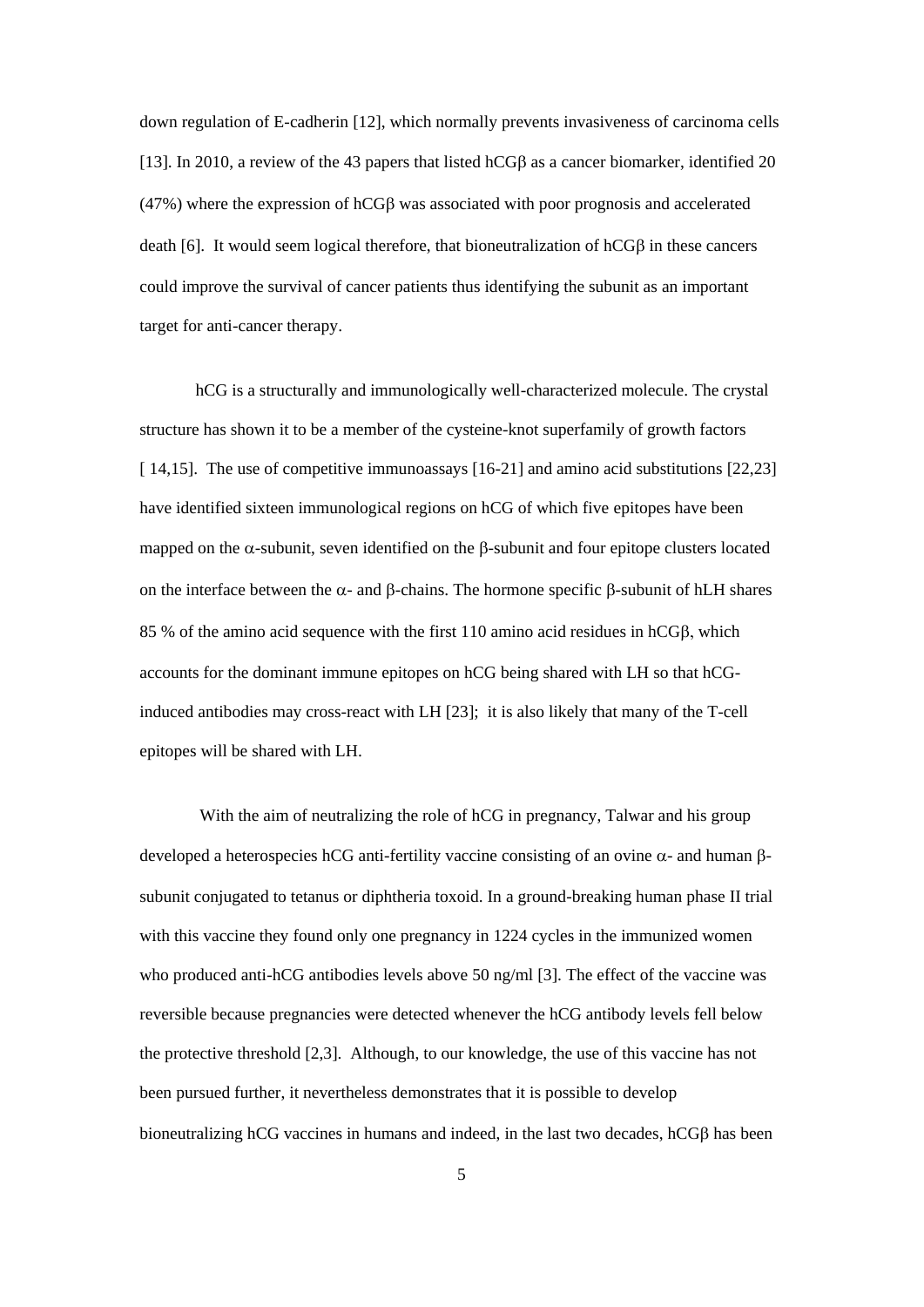down regulation of E-cadherin [12], which normally prevents invasiveness of carcinoma cells [13]. In 2010, a review of the 43 papers that listed hCGβ as a cancer biomarker, identified 20 (47%) where the expression of hCGβ was associated with poor prognosis and accelerated death [6]. It would seem logical therefore, that bioneutralization of hCGβ in these cancers could improve the survival of cancer patients thus identifying the subunit as an important target for anti-cancer therapy.

hCG is a structurally and immunologically well-characterized molecule. The crystal structure has shown it to be a member of the cysteine-knot superfamily of growth factors [ 14,15]. The use of competitive immunoassays [16-21] and amino acid substitutions [22,23] have identified sixteen immunological regions on hCG of which five epitopes have been mapped on the α-subunit, seven identified on the β-subunit and four epitope clusters located on the interface between the α- and β-chains. The hormone specific β-subunit of hLH shares 85 % of the amino acid sequence with the first 110 amino acid residues in hCGβ, which accounts for the dominant immune epitopes on hCG being shared with LH so that hCG-induced antibodies may cross-react with LH [23]; it is also likely that many of the T-cell epitopes will be shared with LH.

With the aim of neutralizing the role of hCG in pregnancy, Talwar and his group developed a heterospecies hCG anti-fertility vaccine consisting of an ovine α- and human β-subunit conjugated to tetanus or diphtheria toxoid. In a ground-breaking human phase II trial with this vaccine they found only one pregnancy in 1224 cycles in the immunized women who produced anti-hCG antibodies levels above 50 ng/ml [3]. The effect of the vaccine was reversible because pregnancies were detected whenever the hCG antibody levels fell below the protective threshold [2,3]. Although, to our knowledge, the use of this vaccine has not been pursued further, it nevertheless demonstrates that it is possible to develop bioneutralizing hCG vaccines in humans and indeed, in the last two decades, hCGβ has been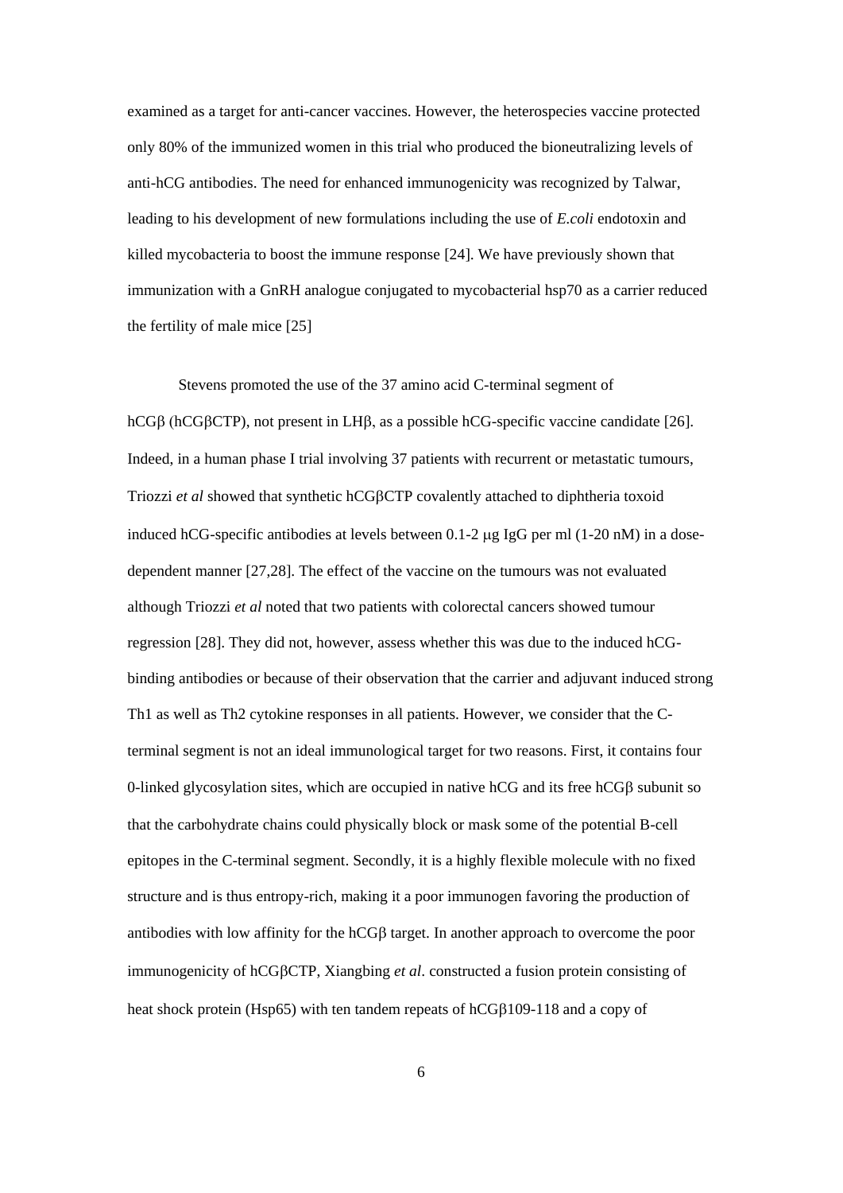examined as a target for anti-cancer vaccines. However, the heterospecies vaccine protected only 80% of the immunized women in this trial who produced the bioneutralizing levels of anti-hCG antibodies. The need for enhanced immunogenicity was recognized by Talwar, leading to his development of new formulations including the use of *E.coli* endotoxin and killed mycobacteria to boost the immune response [24]. We have previously shown that immunization with a GnRH analogue conjugated to mycobacterial hsp70 as a carrier reduced the fertility of male mice [25]

Stevens promoted the use of the 37 amino acid C-terminal segment of hCGβ (hCGβCTP), not present in LHβ, as a possible hCG-specific vaccine candidate [26]. Indeed, in a human phase I trial involving 37 patients with recurrent or metastatic tumours, Triozzi *et al* showed that synthetic hCGβCTP covalently attached to diphtheria toxoid induced hCG-specific antibodies at levels between 0.1-2 μg IgG per ml (1-20 nM) in a dose-dependent manner [27,28]. The effect of the vaccine on the tumours was not evaluated although Triozzi *et al* noted that two patients with colorectal cancers showed tumour regression [28]. They did not, however, assess whether this was due to the induced hCG-binding antibodies or because of their observation that the carrier and adjuvant induced strong Th1 as well as Th2 cytokine responses in all patients. However, we consider that the C-terminal segment is not an ideal immunological target for two reasons. First, it contains four 0-linked glycosylation sites, which are occupied in native hCG and its free hCGβ subunit so that the carbohydrate chains could physically block or mask some of the potential B-cell epitopes in the C-terminal segment. Secondly, it is a highly flexible molecule with no fixed structure and is thus entropy-rich, making it a poor immunogen favoring the production of antibodies with low affinity for the hCGβ target. In another approach to overcome the poor immunogenicity of hCGβCTP, Xiangbing *et al*. constructed a fusion protein consisting of heat shock protein (Hsp65) with ten tandem repeats of hCGβ109-118 and a copy of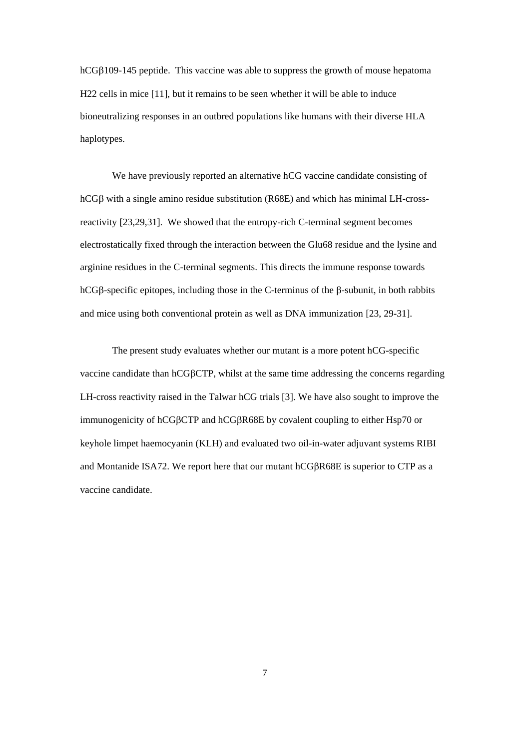hCGβ109-145 peptide. This vaccine was able to suppress the growth of mouse hepatoma H22 cells in mice [11], but it remains to be seen whether it will be able to induce bioneutralizing responses in an outbred populations like humans with their diverse HLA haplotypes.

We have previously reported an alternative hCG vaccine candidate consisting of hCGβ with a single amino residue substitution (R68E) and which has minimal LH-cross-reactivity [23,29,31]. We showed that the entropy-rich C-terminal segment becomes electrostatically fixed through the interaction between the Glu68 residue and the lysine and arginine residues in the C-terminal segments. This directs the immune response towards hCGβ-specific epitopes, including those in the C-terminus of the β-subunit, in both rabbits and mice using both conventional protein as well as DNA immunization [23, 29-31].

The present study evaluates whether our mutant is a more potent hCG-specific vaccine candidate than hCGβCTP, whilst at the same time addressing the concerns regarding LH-cross reactivity raised in the Talwar hCG trials [3]. We have also sought to improve the immunogenicity of hCGβCTP and hCGβR68E by covalent coupling to either Hsp70 or keyhole limpet haemocyanin (KLH) and evaluated two oil-in-water adjuvant systems RIBI and Montanide ISA72. We report here that our mutant hCGβR68E is superior to CTP as a vaccine candidate.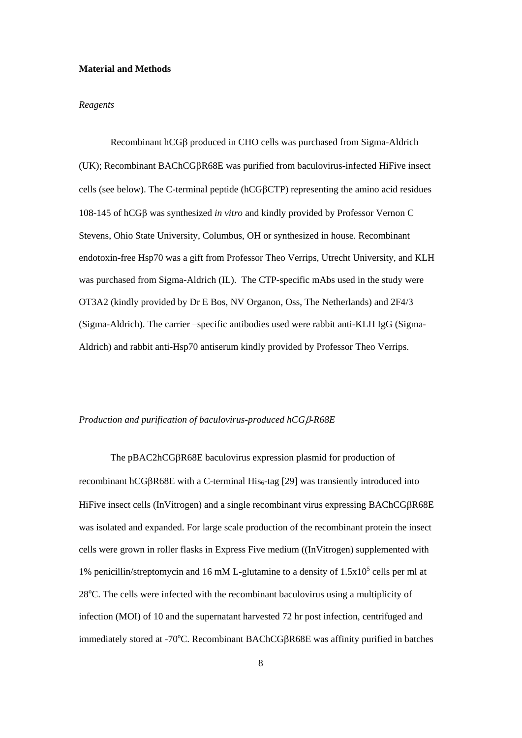**Material and Methods**

*Reagents*

Recombinant hCGβ produced in CHO cells was purchased from Sigma-Aldrich (UK); Recombinant BAChCGβR68E was purified from baculovirus-infected HiFive insect cells (see below). The C-terminal peptide (hCGβCTP) representing the amino acid residues 108-145 of hCGβ was synthesized *in vitro* and kindly provided by Professor Vernon C Stevens, Ohio State University, Columbus, OH or synthesized in house. Recombinant endotoxin-free Hsp70 was a gift from Professor Theo Verrips, Utrecht University, and KLH was purchased from Sigma-Aldrich (IL). The CTP-specific mAbs used in the study were OT3A2 (kindly provided by Dr E Bos, NV Organon, Oss, The Netherlands) and 2F4/3 (Sigma-Aldrich). The carrier –specific antibodies used were rabbit anti-KLH IgG (Sigma-Aldrich) and rabbit anti-Hsp70 antiserum kindly provided by Professor Theo Verrips.

*Production and purification of baculovirus-produced hCGβ-R68E*

The pBAC2hCGβR68E baculovirus expression plasmid for production of recombinant hCGβR68E with a C-terminal $His_6$-tag [29] was transiently introduced into HiFive insect cells (InVitrogen) and a single recombinant virus expressing BAChCGβR68E was isolated and expanded. For large scale production of the recombinant protein the insect cells were grown in roller flasks in Express Five medium ((InVitrogen) supplemented with 1% penicillin/streptomycin and 16 mM L-glutamine to a density of $1.5x10^5$ cells per ml at 28°C. The cells were infected with the recombinant baculovirus using a multiplicity of infection (MOI) of 10 and the supernatant harvested 72 hr post infection, centrifuged and immediately stored at -70°C. Recombinant BAChCGβR68E was affinity purified in batches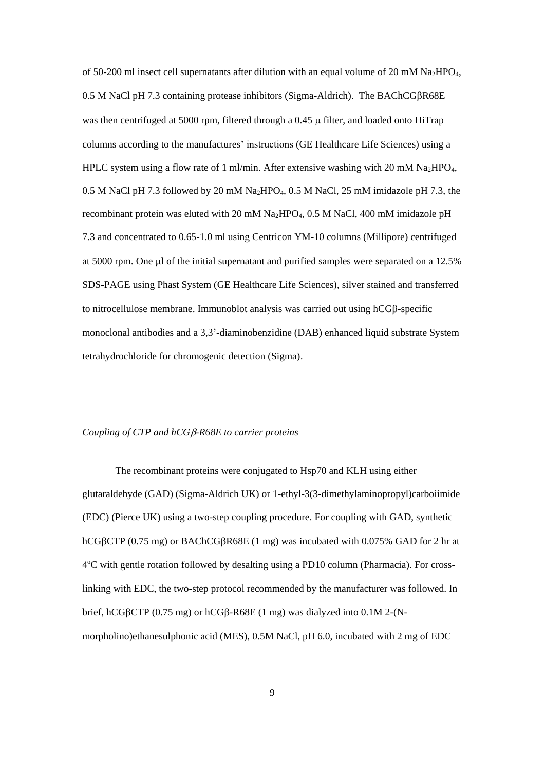of 50-200 ml insect cell supernatants after dilution with an equal volume of 20 mM $Na_2HPO_4$, 0.5 M NaCl pH 7.3 containing protease inhibitors (Sigma-Aldrich). The BAChCGβR68E was then centrifuged at 5000 rpm, filtered through a 0.45 μ filter, and loaded onto HiTrap columns according to the manufactures' instructions (GE Healthcare Life Sciences) using a HPLC system using a flow rate of 1 ml/min. After extensive washing with 20 mM $Na_2HPO_4$, 0.5 M NaCl pH 7.3 followed by 20 mM $Na_2HPO_4$, 0.5 M NaCl, 25 mM imidazole pH 7.3, the recombinant protein was eluted with 20 mM $Na_2HPO_4$, 0.5 M NaCl, 400 mM imidazole pH 7.3 and concentrated to 0.65-1.0 ml using Centricon YM-10 columns (Millipore) centrifuged at 5000 rpm. One μl of the initial supernatant and purified samples were separated on a 12.5% SDS-PAGE using Phast System (GE Healthcare Life Sciences), silver stained and transferred to nitrocellulose membrane. Immunoblot analysis was carried out using hCGβ-specific monoclonal antibodies and a 3,3'-diaminobenzidine (DAB) enhanced liquid substrate System tetrahydrochloride for chromogenic detection (Sigma).

*Coupling of CTP and hCGβ-R68E to carrier proteins*

The recombinant proteins were conjugated to Hsp70 and KLH using either glutaraldehyde (GAD) (Sigma-Aldrich UK) or 1-ethyl-3(3-dimethylaminopropyl)carboiimide (EDC) (Pierce UK) using a two-step coupling procedure. For coupling with GAD, synthetic hCGβCTP (0.75 mg) or BAChCGβR68E (1 mg) was incubated with 0.075% GAD for 2 hr at $4^{o}$C with gentle rotation followed by desalting using a PD10 column (Pharmacia). For cross-linking with EDC, the two-step protocol recommended by the manufacturer was followed. In brief, hCGβCTP (0.75 mg) or hCGβ-R68E (1 mg) was dialyzed into 0.1M 2-(N-morpholino)ethanesulphonic acid (MES), 0.5M NaCl, pH 6.0, incubated with 2 mg of EDC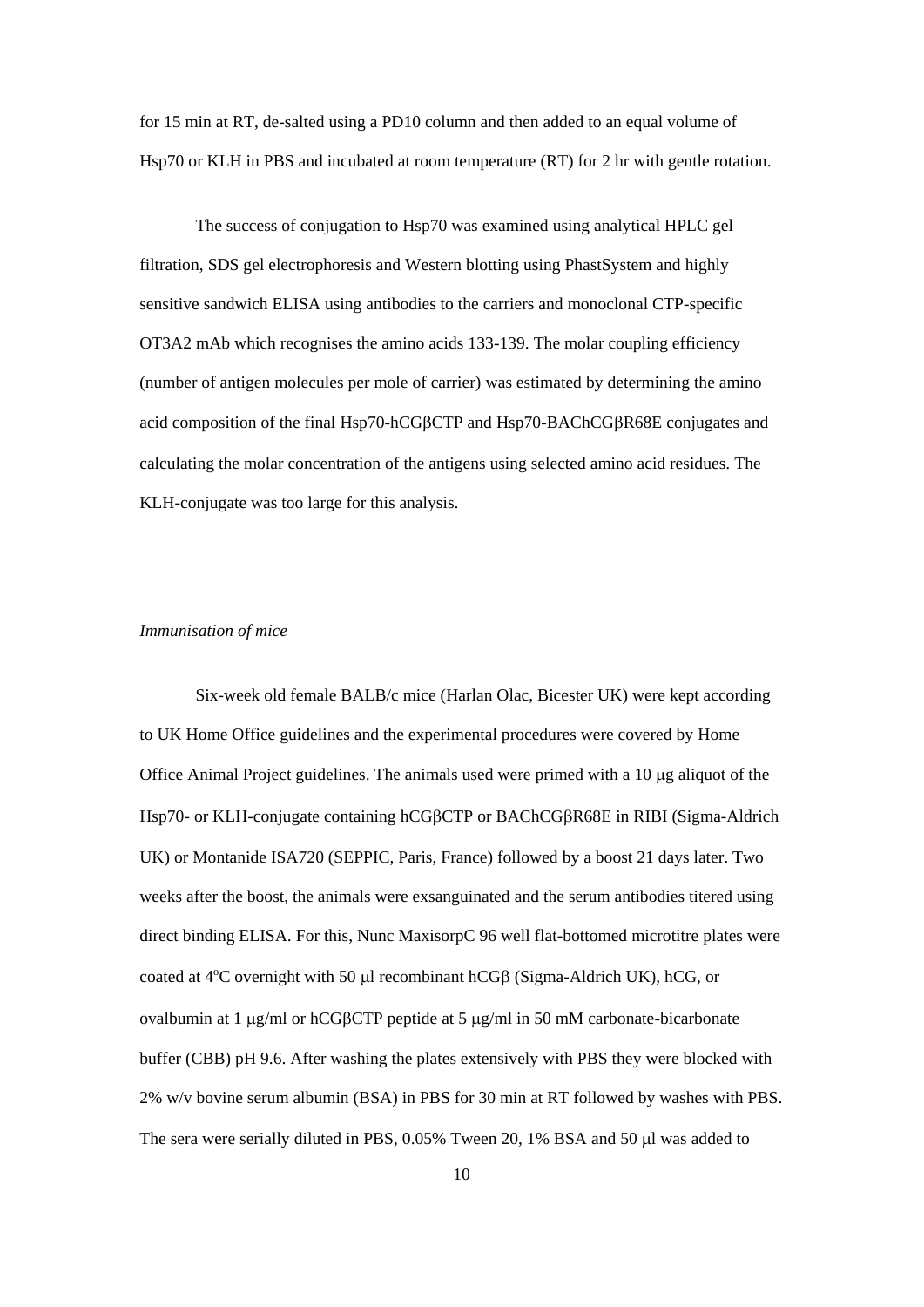for 15 min at RT, de-salted using a PD10 column and then added to an equal volume of Hsp70 or KLH in PBS and incubated at room temperature (RT) for 2 hr with gentle rotation.

The success of conjugation to Hsp70 was examined using analytical HPLC gel filtration, SDS gel electrophoresis and Western blotting using PhastSystem and highly sensitive sandwich ELISA using antibodies to the carriers and monoclonal CTP-specific OT3A2 mAb which recognises the amino acids 133-139. The molar coupling efficiency (number of antigen molecules per mole of carrier) was estimated by determining the amino acid composition of the final Hsp70-hCGβCTP and Hsp70-BAChCGβR68E conjugates and calculating the molar concentration of the antigens using selected amino acid residues. The KLH-conjugate was too large for this analysis.

*Immunisation of mice*

Six-week old female BALB/c mice (Harlan Olac, Bicester UK) were kept according to UK Home Office guidelines and the experimental procedures were covered by Home Office Animal Project guidelines. The animals used were primed with a 10 μg aliquot of the Hsp70- or KLH-conjugate containing hCGβCTP or BAChCGβR68E in RIBI (Sigma-Aldrich UK) or Montanide ISA720 (SEPPIC, Paris, France) followed by a boost 21 days later. Two weeks after the boost, the animals were exsanguinated and the serum antibodies titered using direct binding ELISA. For this, Nunc MaxisorpC 96 well flat-bottomed microtitre plates were coated at 4$^{o}$C overnight with 50 μl recombinant hCGβ (Sigma-Aldrich UK), hCG, or ovalbumin at 1 μg/ml or hCGβCTP peptide at 5 μg/ml in 50 mM carbonate-bicarbonate buffer (CBB) pH 9.6. After washing the plates extensively with PBS they were blocked with 2% w/v bovine serum albumin (BSA) in PBS for 30 min at RT followed by washes with PBS. The sera were serially diluted in PBS, 0.05% Tween 20, 1% BSA and 50 μl was added to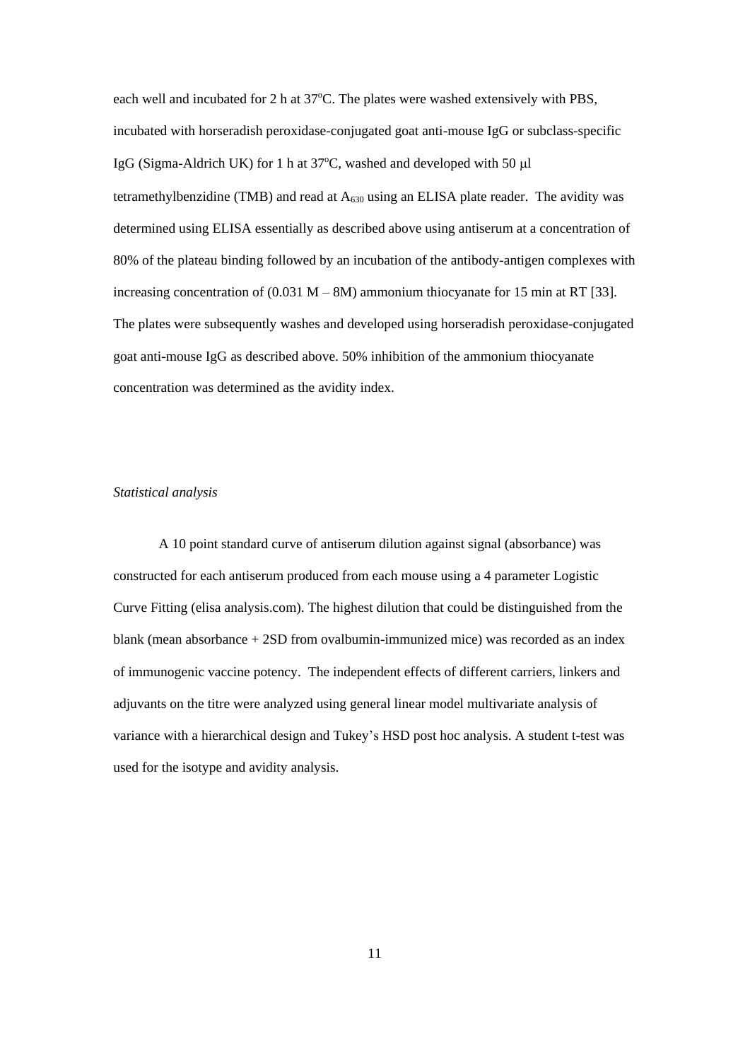each well and incubated for 2 h at 37°C. The plates were washed extensively with PBS, incubated with horseradish peroxidase-conjugated goat anti-mouse IgG or subclass-specific IgG (Sigma-Aldrich UK) for 1 h at 37°C, washed and developed with 50 μl tetramethylbenzidine (TMB) and read at $A_{630}$ using an ELISA plate reader. The avidity was determined using ELISA essentially as described above using antiserum at a concentration of 80% of the plateau binding followed by an incubation of the antibody-antigen complexes with increasing concentration of (0.031 M – 8M) ammonium thiocyanate for 15 min at RT [33]. The plates were subsequently washes and developed using horseradish peroxidase-conjugated goat anti-mouse IgG as described above. 50% inhibition of the ammonium thiocyanate concentration was determined as the avidity index.

*Statistical analysis*

A 10 point standard curve of antiserum dilution against signal (absorbance) was constructed for each antiserum produced from each mouse using a 4 parameter Logistic Curve Fitting (elisa analysis.com). The highest dilution that could be distinguished from the blank (mean absorbance + 2SD from ovalbumin-immunized mice) was recorded as an index of immunogenic vaccine potency. The independent effects of different carriers, linkers and adjuvants on the titre were analyzed using general linear model multivariate analysis of variance with a hierarchical design and Tukey's HSD post hoc analysis. A student t-test was used for the isotype and avidity analysis.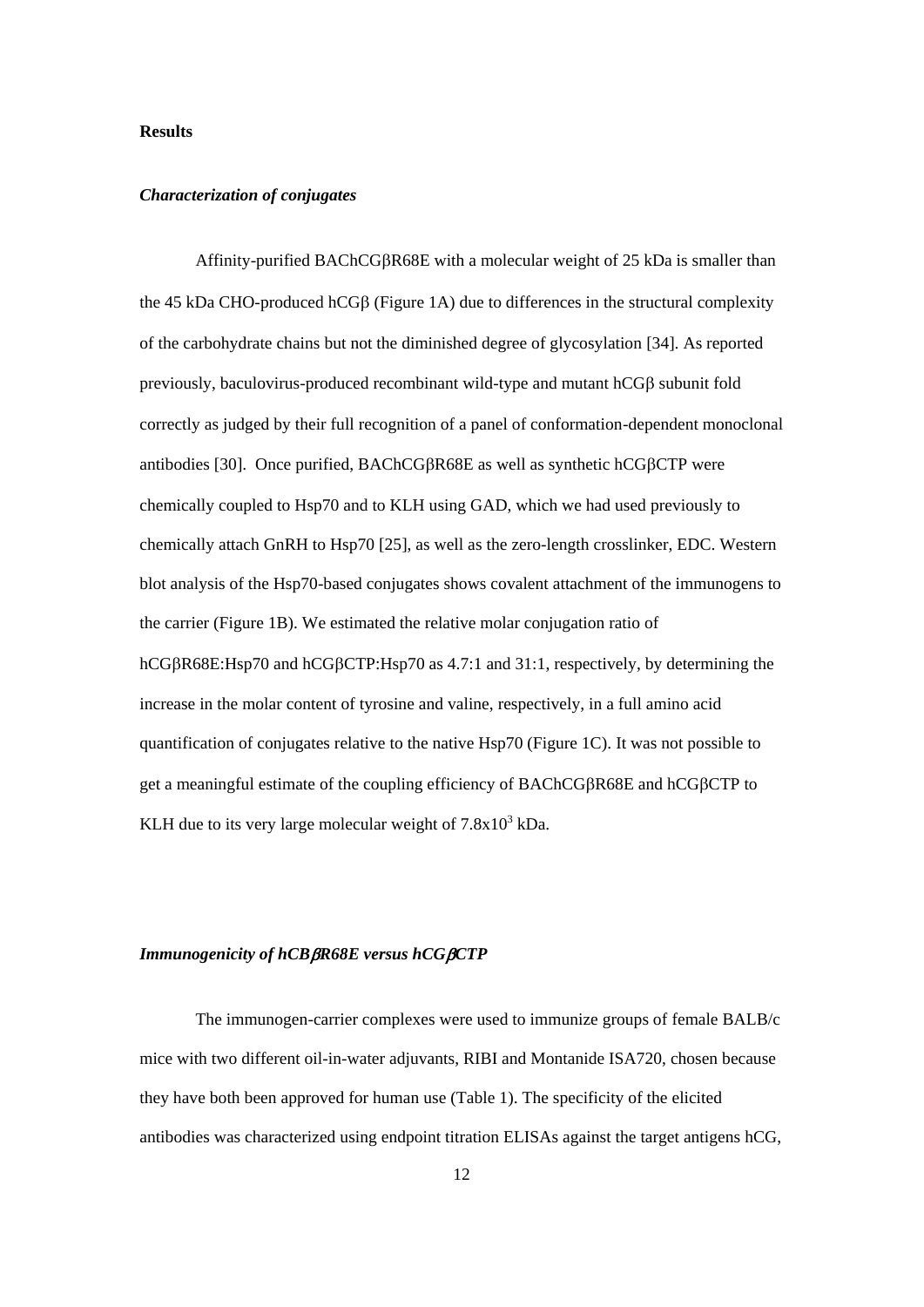## Results

### *Characterization of conjugates*

Affinity-purified BAChCGβR68E with a molecular weight of 25 kDa is smaller than the 45 kDa CHO-produced hCGβ (Figure 1A) due to differences in the structural complexity of the carbohydrate chains but not the diminished degree of glycosylation [34]. As reported previously, baculovirus-produced recombinant wild-type and mutant hCGβ subunit fold correctly as judged by their full recognition of a panel of conformation-dependent monoclonal antibodies [30]. Once purified, BAChCGβR68E as well as synthetic hCGβCTP were chemically coupled to Hsp70 and to KLH using GAD, which we had used previously to chemically attach GnRH to Hsp70 [25], as well as the zero-length crosslinker, EDC. Western blot analysis of the Hsp70-based conjugates shows covalent attachment of the immunogens to the carrier (Figure 1B). We estimated the relative molar conjugation ratio of hCGβR68E:Hsp70 and hCGβCTP:Hsp70 as 4.7:1 and 31:1, respectively, by determining the increase in the molar content of tyrosine and valine, respectively, in a full amino acid quantification of conjugates relative to the native Hsp70 (Figure 1C). It was not possible to get a meaningful estimate of the coupling efficiency of BAChCGβR68E and hCGβCTP to KLH due to its very large molecular weight of $7.8 \times 10^3$ kDa.

### *Immunogenicity of hCBβR68E versus hCGβCTP*

The immunogen-carrier complexes were used to immunize groups of female BALB/c mice with two different oil-in-water adjuvants, RIBI and Montanide ISA720, chosen because they have both been approved for human use (Table 1). The specificity of the elicited antibodies was characterized using endpoint titration ELISAs against the target antigens hCG,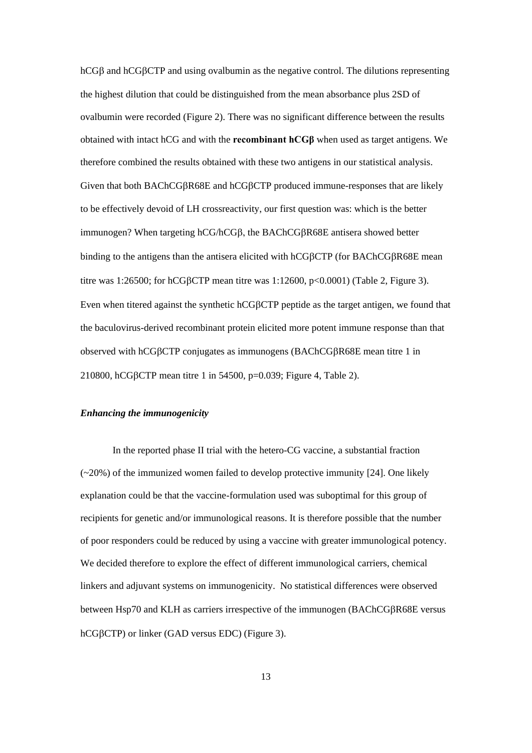hCGβ and hCGβCTP and using ovalbumin as the negative control. The dilutions representing the highest dilution that could be distinguished from the mean absorbance plus 2SD of ovalbumin were recorded (Figure 2). There was no significant difference between the results obtained with intact hCG and with the **recombinant hCGβ** when used as target antigens. We therefore combined the results obtained with these two antigens in our statistical analysis. Given that both BAChCGβR68E and hCGβCTP produced immune-responses that are likely to be effectively devoid of LH crossreactivity, our first question was: which is the better immunogen? When targeting hCG/hCGβ, the BAChCGβR68E antisera showed better binding to the antigens than the antisera elicited with hCGβCTP (for BAChCGβR68E mean titre was 1:26500; for hCGβCTP mean titre was 1:12600, $p<0.0001$) (Table 2, Figure 3). Even when titered against the synthetic hCGβCTP peptide as the target antigen, we found that the baculovirus-derived recombinant protein elicited more potent immune response than that observed with hCGβCTP conjugates as immunogens (BAChCGβR68E mean titre 1 in 210800, hCGβCTP mean titre 1 in 54500, $p=0.039$; Figure 4, Table 2).

### *Enhancing the immunogenicity*

In the reported phase II trial with the hetero-CG vaccine, a substantial fraction (~20%) of the immunized women failed to develop protective immunity [24]. One likely explanation could be that the vaccine-formulation used was suboptimal for this group of recipients for genetic and/or immunological reasons. It is therefore possible that the number of poor responders could be reduced by using a vaccine with greater immunological potency. We decided therefore to explore the effect of different immunological carriers, chemical linkers and adjuvant systems on immunogenicity. No statistical differences were observed between Hsp70 and KLH as carriers irrespective of the immunogen (BAChCGβR68E versus hCGβCTP) or linker (GAD versus EDC) (Figure 3).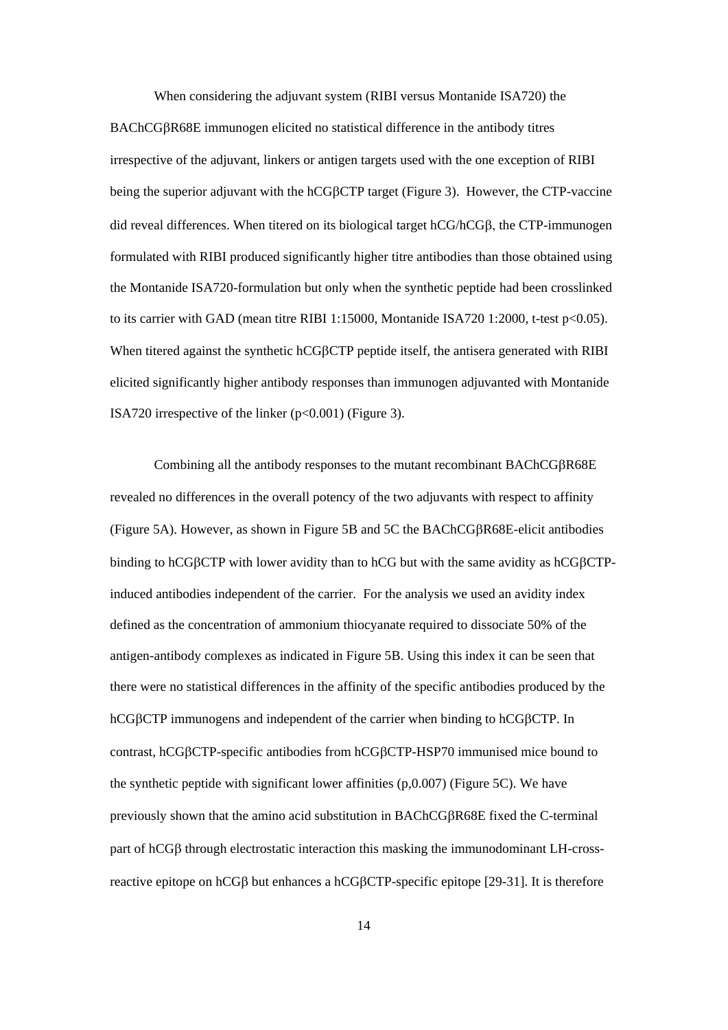When considering the adjuvant system (RIBI versus Montanide ISA720) the BAChCGβR68E immunogen elicited no statistical difference in the antibody titres irrespective of the adjuvant, linkers or antigen targets used with the one exception of RIBI being the superior adjuvant with the hCGβCTP target (Figure 3). However, the CTP-vaccine did reveal differences. When titered on its biological target hCG/hCGβ, the CTP-immunogen formulated with RIBI produced significantly higher titre antibodies than those obtained using the Montanide ISA720-formulation but only when the synthetic peptide had been crosslinked to its carrier with GAD (mean titre RIBI 1:15000, Montanide ISA720 1:2000, t-test $p<0.05$). When titered against the synthetic hCGβCTP peptide itself, the antisera generated with RIBI elicited significantly higher antibody responses than immunogen adjuvanted with Montanide ISA720 irrespective of the linker ($p<0.001$) (Figure 3).

Combining all the antibody responses to the mutant recombinant BAChCGβR68E revealed no differences in the overall potency of the two adjuvants with respect to affinity (Figure 5A). However, as shown in Figure 5B and 5C the BAChCGβR68E-elicit antibodies binding to hCGβCTP with lower avidity than to hCG but with the same avidity as hCGβCTP-induced antibodies independent of the carrier. For the analysis we used an avidity index defined as the concentration of ammonium thiocyanate required to dissociate 50% of the antigen-antibody complexes as indicated in Figure 5B. Using this index it can be seen that there were no statistical differences in the affinity of the specific antibodies produced by the hCGβCTP immunogens and independent of the carrier when binding to hCGβCTP. In contrast, hCGβCTP-specific antibodies from hCGβCTP-HSP70 immunised mice bound to the synthetic peptide with significant lower affinities (p,0.007) (Figure 5C). We have previously shown that the amino acid substitution in BAChCGβR68E fixed the C-terminal part of hCGβ through electrostatic interaction this masking the immunodominant LH-cross-reactive epitope on hCGβ but enhances a hCGβCTP-specific epitope [29-31]. It is therefore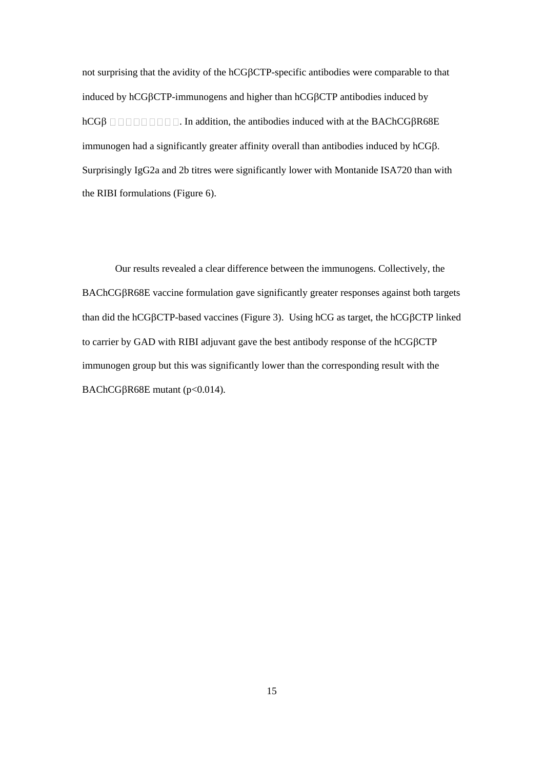not surprising that the avidity of the hCGβCTP-specific antibodies were comparable to that induced by hCGβCTP-immunogens and higher than hCGβCTP antibodies induced by hCGβ □□□□□□□□□. In addition, the antibodies induced with at the BAChCGβR68E immunogen had a significantly greater affinity overall than antibodies induced by hCGβ. Surprisingly IgG2a and 2b titres were significantly lower with Montanide ISA720 than with the RIBI formulations (Figure 6).

Our results revealed a clear difference between the immunogens. Collectively, the BAChCGβR68E vaccine formulation gave significantly greater responses against both targets than did the hCGβCTP-based vaccines (Figure 3). Using hCG as target, the hCGβCTP linked to carrier by GAD with RIBI adjuvant gave the best antibody response of the hCGβCTP immunogen group but this was significantly lower than the corresponding result with the BAChCGβR68E mutant ($p<0.014$).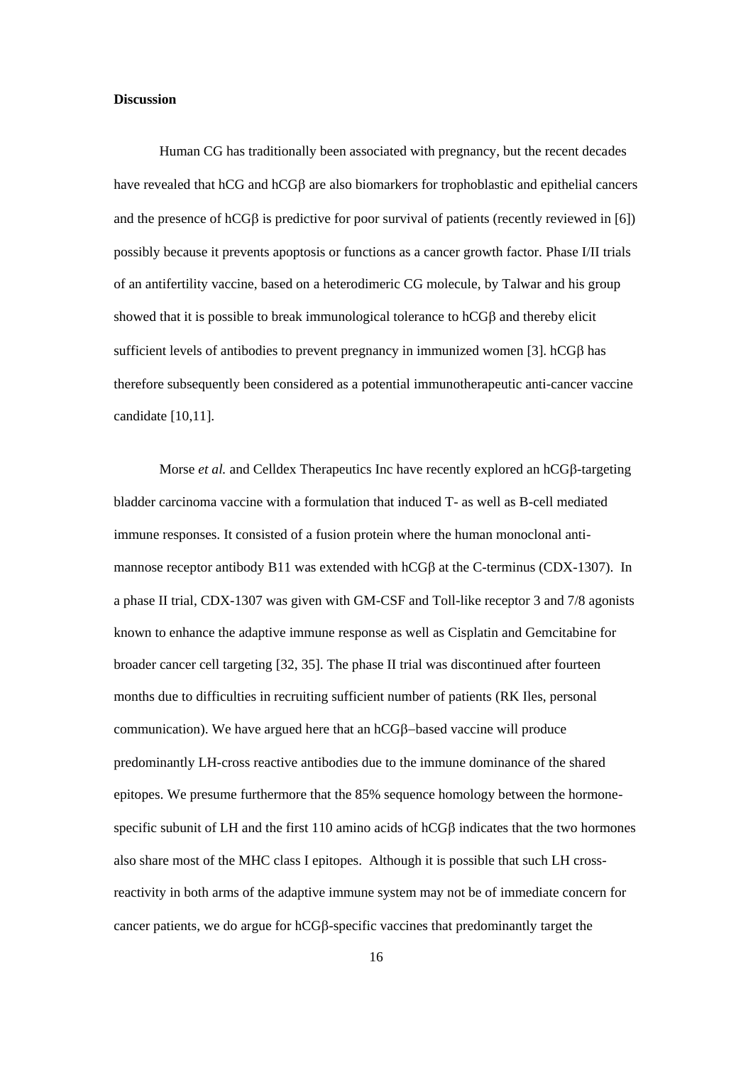**Discussion**

Human CG has traditionally been associated with pregnancy, but the recent decades have revealed that hCG and hCGβ are also biomarkers for trophoblastic and epithelial cancers and the presence of hCGβ is predictive for poor survival of patients (recently reviewed in [6]) possibly because it prevents apoptosis or functions as a cancer growth factor. Phase I/II trials of an antifertility vaccine, based on a heterodimeric CG molecule, by Talwar and his group showed that it is possible to break immunological tolerance to hCGβ and thereby elicit sufficient levels of antibodies to prevent pregnancy in immunized women [3]. hCGβ has therefore subsequently been considered as a potential immunotherapeutic anti-cancer vaccine candidate [10,11].

Morse *et al.* and Celldex Therapeutics Inc have recently explored an hCGβ-targeting bladder carcinoma vaccine with a formulation that induced T- as well as B-cell mediated immune responses. It consisted of a fusion protein where the human monoclonal anti-mannose receptor antibody B11 was extended with hCGβ at the C-terminus (CDX-1307). In a phase II trial, CDX-1307 was given with GM-CSF and Toll-like receptor 3 and 7/8 agonists known to enhance the adaptive immune response as well as Cisplatin and Gemcitabine for broader cancer cell targeting [32, 35]. The phase II trial was discontinued after fourteen months due to difficulties in recruiting sufficient number of patients (RK Iles, personal communication). We have argued here that an hCGβ–based vaccine will produce predominantly LH-cross reactive antibodies due to the immune dominance of the shared epitopes. We presume furthermore that the 85% sequence homology between the hormone-specific subunit of LH and the first 110 amino acids of hCGβ indicates that the two hormones also share most of the MHC class I epitopes. Although it is possible that such LH cross-reactivity in both arms of the adaptive immune system may not be of immediate concern for cancer patients, we do argue for hCGβ-specific vaccines that predominantly target the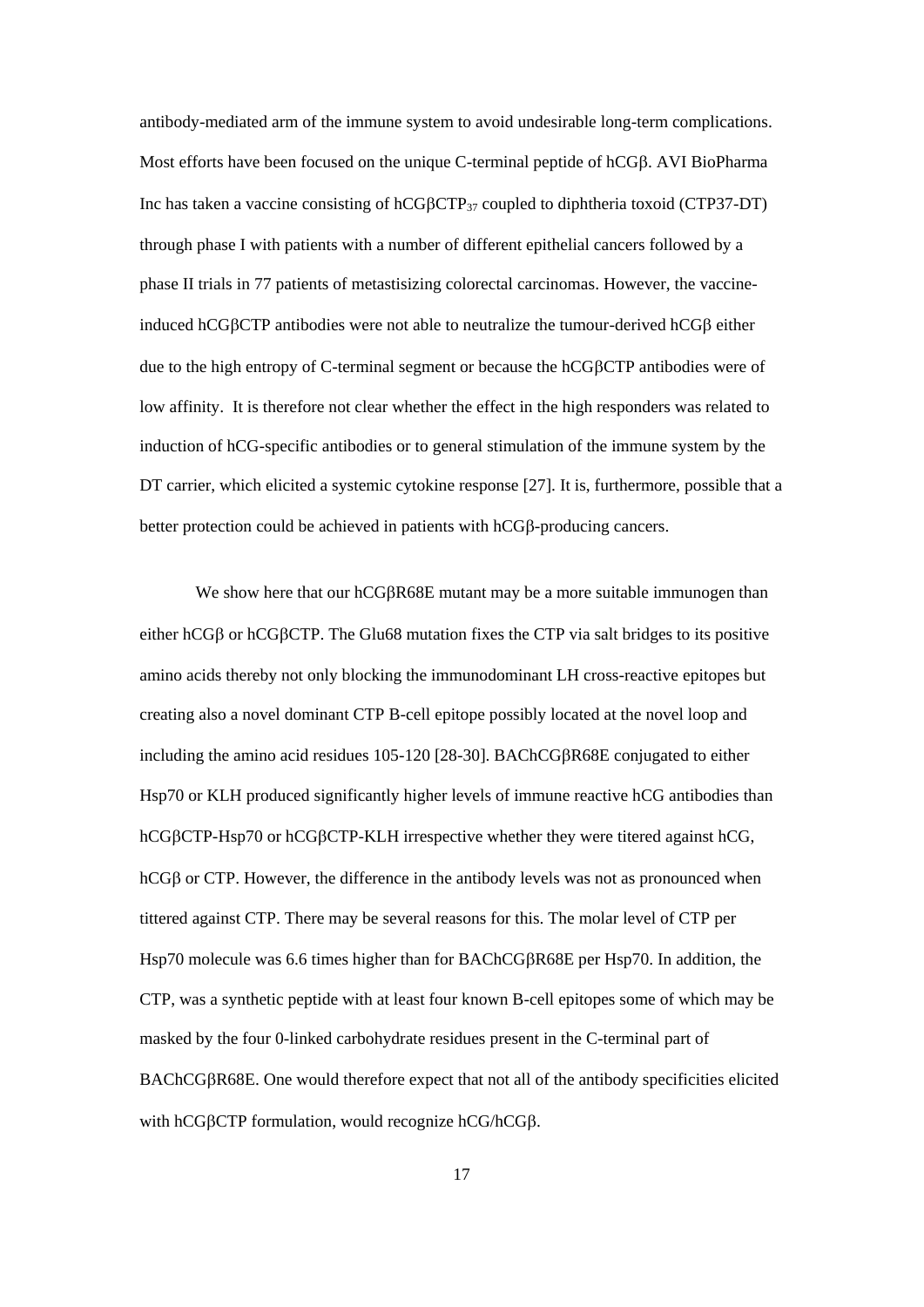antibody-mediated arm of the immune system to avoid undesirable long-term complications. Most efforts have been focused on the unique C-terminal peptide of hCGβ. AVI BioPharma Inc has taken a vaccine consisting of hCGβ$CTP_{37}$ coupled to diphtheria toxoid (CTP37-DT) through phase I with patients with a number of different epithelial cancers followed by a phase II trials in 77 patients of metastisizing colorectal carcinomas. However, the vaccine-induced hCGβCTP antibodies were not able to neutralize the tumour-derived hCGβ either due to the high entropy of C-terminal segment or because the hCGβCTP antibodies were of low affinity. It is therefore not clear whether the effect in the high responders was related to induction of hCG-specific antibodies or to general stimulation of the immune system by the DT carrier, which elicited a systemic cytokine response [27]. It is, furthermore, possible that a better protection could be achieved in patients with hCGβ-producing cancers.

We show here that our hCGβR68E mutant may be a more suitable immunogen than either hCGβ or hCGβCTP. The Glu68 mutation fixes the CTP via salt bridges to its positive amino acids thereby not only blocking the immunodominant LH cross-reactive epitopes but creating also a novel dominant CTP B-cell epitope possibly located at the novel loop and including the amino acid residues 105-120 [28-30]. BAChCGβR68E conjugated to either Hsp70 or KLH produced significantly higher levels of immune reactive hCG antibodies than hCGβCTP-Hsp70 or hCGβCTP-KLH irrespective whether they were titered against hCG, hCGβ or CTP. However, the difference in the antibody levels was not as pronounced when tittered against CTP. There may be several reasons for this. The molar level of CTP per Hsp70 molecule was 6.6 times higher than for BAChCGβR68E per Hsp70. In addition, the CTP, was a synthetic peptide with at least four known B-cell epitopes some of which may be masked by the four 0-linked carbohydrate residues present in the C-terminal part of BAChCGβR68E. One would therefore expect that not all of the antibody specificities elicited with hCGβCTP formulation, would recognize hCG/hCGβ.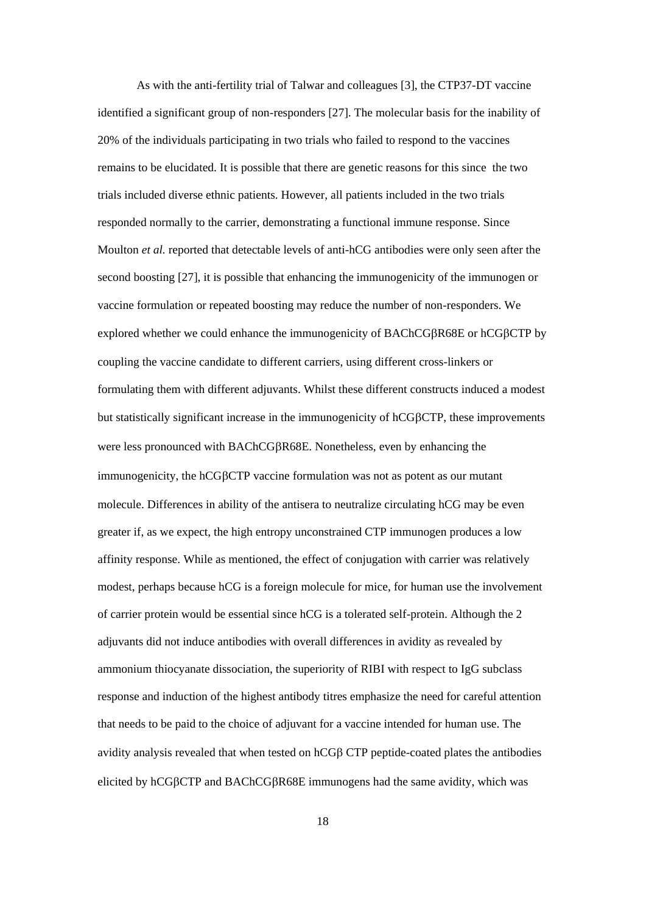As with the anti-fertility trial of Talwar and colleagues [3], the CTP37-DT vaccine identified a significant group of non-responders [27]. The molecular basis for the inability of 20% of the individuals participating in two trials who failed to respond to the vaccines remains to be elucidated. It is possible that there are genetic reasons for this since the two trials included diverse ethnic patients. However, all patients included in the two trials responded normally to the carrier, demonstrating a functional immune response. Since Moulton *et al.* reported that detectable levels of anti-hCG antibodies were only seen after the second boosting [27], it is possible that enhancing the immunogenicity of the immunogen or vaccine formulation or repeated boosting may reduce the number of non-responders. We explored whether we could enhance the immunogenicity of BAChCGβR68E or hCGβCTP by coupling the vaccine candidate to different carriers, using different cross-linkers or formulating them with different adjuvants. Whilst these different constructs induced a modest but statistically significant increase in the immunogenicity of hCGβCTP, these improvements were less pronounced with BAChCGβR68E. Nonetheless, even by enhancing the immunogenicity, the hCGβCTP vaccine formulation was not as potent as our mutant molecule. Differences in ability of the antisera to neutralize circulating hCG may be even greater if, as we expect, the high entropy unconstrained CTP immunogen produces a low affinity response. While as mentioned, the effect of conjugation with carrier was relatively modest, perhaps because hCG is a foreign molecule for mice, for human use the involvement of carrier protein would be essential since hCG is a tolerated self-protein. Although the 2 adjuvants did not induce antibodies with overall differences in avidity as revealed by ammonium thiocyanate dissociation, the superiority of RIBI with respect to IgG subclass response and induction of the highest antibody titres emphasize the need for careful attention that needs to be paid to the choice of adjuvant for a vaccine intended for human use. The avidity analysis revealed that when tested on hCGβ CTP peptide-coated plates the antibodies elicited by hCGβCTP and BAChCGβR68E immunogens had the same avidity, which was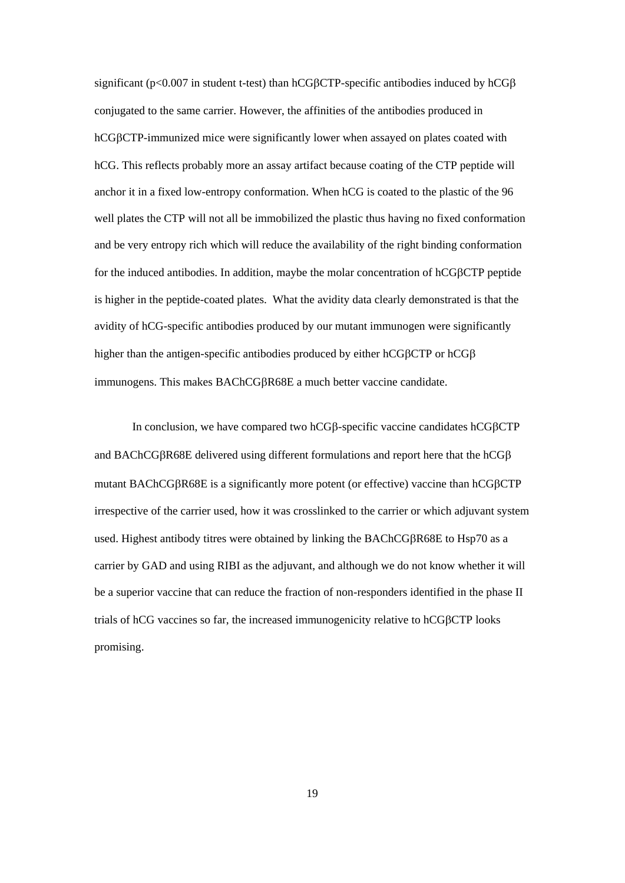significant ($p<0.007$ in student t-test) than hCGβCTP-specific antibodies induced by hCGβ conjugated to the same carrier. However, the affinities of the antibodies produced in hCGβCTP-immunized mice were significantly lower when assayed on plates coated with hCG. This reflects probably more an assay artifact because coating of the CTP peptide will anchor it in a fixed low-entropy conformation. When hCG is coated to the plastic of the 96 well plates the CTP will not all be immobilized the plastic thus having no fixed conformation and be very entropy rich which will reduce the availability of the right binding conformation for the induced antibodies. In addition, maybe the molar concentration of hCGβCTP peptide is higher in the peptide-coated plates. What the avidity data clearly demonstrated is that the avidity of hCG-specific antibodies produced by our mutant immunogen were significantly higher than the antigen-specific antibodies produced by either hCGβCTP or hCGβ immunogens. This makes BAChCGβR68E a much better vaccine candidate.

In conclusion, we have compared two hCGβ-specific vaccine candidates hCGβCTP and BAChCGβR68E delivered using different formulations and report here that the hCGβ mutant BAChCGβR68E is a significantly more potent (or effective) vaccine than hCGβCTP irrespective of the carrier used, how it was crosslinked to the carrier or which adjuvant system used. Highest antibody titres were obtained by linking the BAChCGβR68E to Hsp70 as a carrier by GAD and using RIBI as the adjuvant, and although we do not know whether it will be a superior vaccine that can reduce the fraction of non-responders identified in the phase II trials of hCG vaccines so far, the increased immunogenicity relative to hCGβCTP looks promising.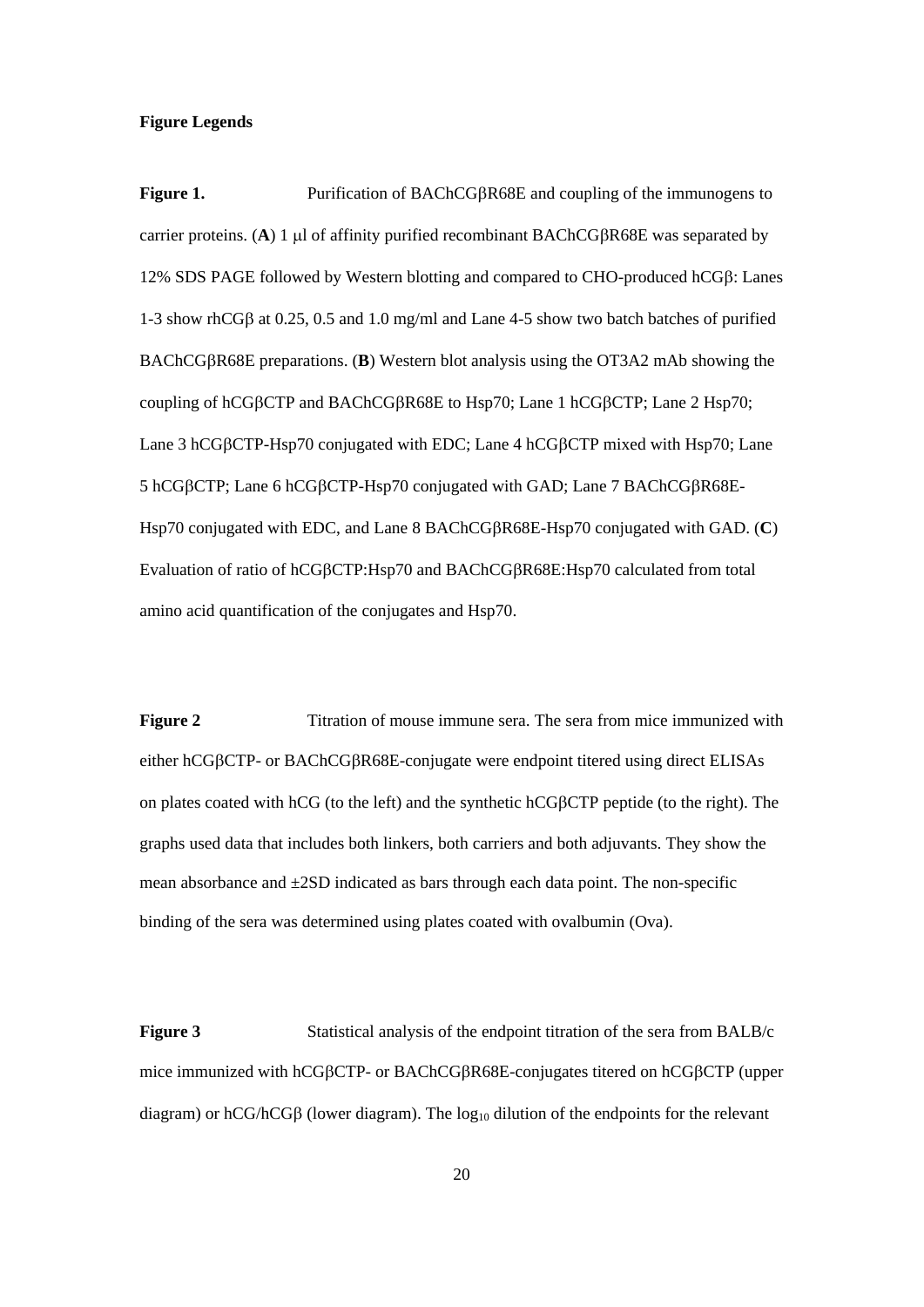**Figure Legends**

**Figure 1.** Purification of BAChCGβR68E and coupling of the immunogens to carrier proteins. (**A**) 1 μl of affinity purified recombinant BAChCGβR68E was separated by 12% SDS PAGE followed by Western blotting and compared to CHO-produced hCGβ: Lanes 1-3 show rhCGβ at 0.25, 0.5 and 1.0 mg/ml and Lane 4-5 show two batch batches of purified BAChCGβR68E preparations. (**B**) Western blot analysis using the OT3A2 mAb showing the coupling of hCGβCTP and BAChCGβR68E to Hsp70; Lane 1 hCGβCTP; Lane 2 Hsp70; Lane 3 hCGβCTP-Hsp70 conjugated with EDC; Lane 4 hCGβCTP mixed with Hsp70; Lane 5 hCGβCTP; Lane 6 hCGβCTP-Hsp70 conjugated with GAD; Lane 7 BAChCGβR68E-Hsp70 conjugated with EDC, and Lane 8 BAChCGβR68E-Hsp70 conjugated with GAD. (**C**) Evaluation of ratio of hCGβCTP:Hsp70 and BAChCGβR68E:Hsp70 calculated from total amino acid quantification of the conjugates and Hsp70.

**Figure 2** Titration of mouse immune sera. The sera from mice immunized with either hCGβCTP- or BAChCGβR68E-conjugate were endpoint titered using direct ELISAs on plates coated with hCG (to the left) and the synthetic hCGβCTP peptide (to the right). The graphs used data that includes both linkers, both carriers and both adjuvants. They show the mean absorbance and ±2SD indicated as bars through each data point. The non-specific binding of the sera was determined using plates coated with ovalbumin (Ova).

**Figure 3** Statistical analysis of the endpoint titration of the sera from BALB/c mice immunized with hCGβCTP- or BAChCGβR68E-conjugates titered on hCGβCTP (upper diagram) or hCG/hCGβ (lower diagram). The $\log_{10}$ dilution of the endpoints for the relevant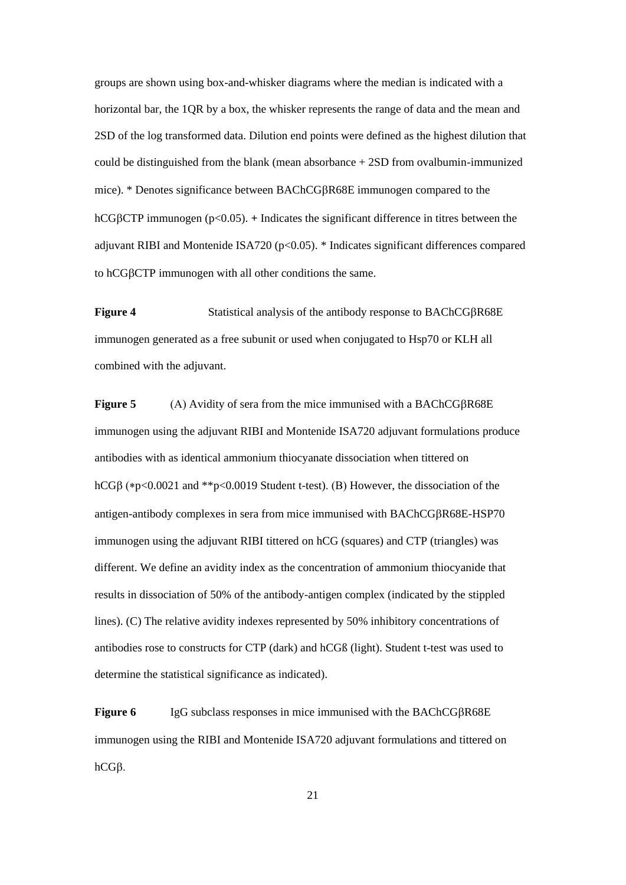groups are shown using box-and-whisker diagrams where the median is indicated with a horizontal bar, the 1QR by a box, the whisker represents the range of data and the mean and 2SD of the log transformed data. Dilution end points were defined as the highest dilution that could be distinguished from the blank (mean absorbance + 2SD from ovalbumin-immunized mice). * Denotes significance between BAChCGβR68E immunogen compared to the hCGβCTP immunogen ($p<0.05$). + Indicates the significant difference in titres between the adjuvant RIBI and Montenide ISA720 ($p<0.05$). * Indicates significant differences compared to hCGβCTP immunogen with all other conditions the same.

**Figure 4** Statistical analysis of the antibody response to BAChCGβR68E immunogen generated as a free subunit or used when conjugated to Hsp70 or KLH all combined with the adjuvant.

**Figure 5** (A) Avidity of sera from the mice immunised with a BAChCGβR68E immunogen using the adjuvant RIBI and Montenide ISA720 adjuvant formulations produce antibodies with as identical ammonium thiocyanate dissociation when tittered on hCGβ (*$p<0.0021$ and **$p<0.0019$ Student t-test). (B) However, the dissociation of the antigen-antibody complexes in sera from mice immunised with BAChCGβR68E-HSP70 immunogen using the adjuvant RIBI tittered on hCG (squares) and CTP (triangles) was different. We define an avidity index as the concentration of ammonium thiocyanide that results in dissociation of 50% of the antibody-antigen complex (indicated by the stippled lines). (C) The relative avidity indexes represented by 50% inhibitory concentrations of antibodies rose to constructs for CTP (dark) and hCGß (light). Student t-test was used to determine the statistical significance as indicated).

**Figure 6** IgG subclass responses in mice immunised with the BAChCGβR68E immunogen using the RIBI and Montenide ISA720 adjuvant formulations and tittered on hCGβ.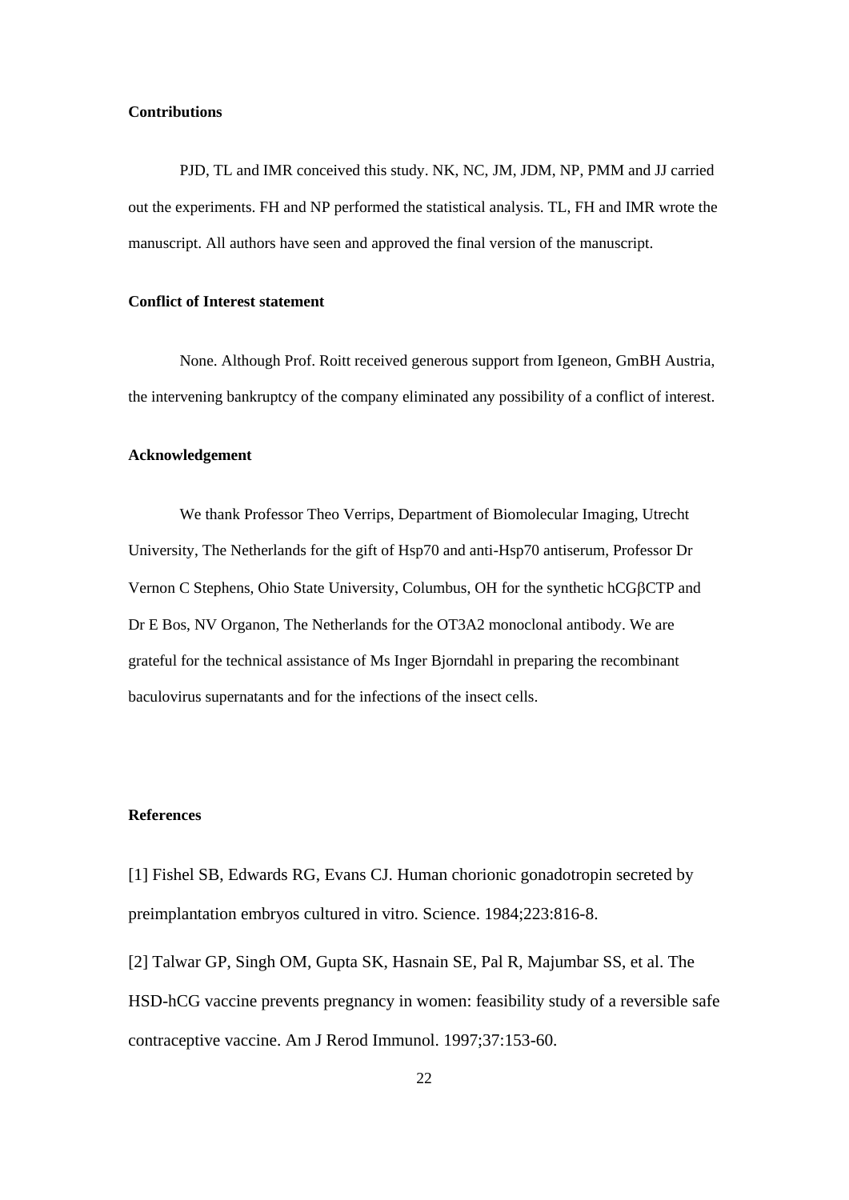**Contributions**

PJD, TL and IMR conceived this study. NK, NC, JM, JDM, NP, PMM and JJ carried out the experiments. FH and NP performed the statistical analysis. TL, FH and IMR wrote the manuscript. All authors have seen and approved the final version of the manuscript.

**Conflict of Interest statement**

None. Although Prof. Roitt received generous support from Igeneon, GmBH Austria, the intervening bankruptcy of the company eliminated any possibility of a conflict of interest.

**Acknowledgement**

We thank Professor Theo Verrips, Department of Biomolecular Imaging, Utrecht University, The Netherlands for the gift of Hsp70 and anti-Hsp70 antiserum, Professor Dr Vernon C Stephens, Ohio State University, Columbus, OH for the synthetic hCGβCTP and Dr E Bos, NV Organon, The Netherlands for the OT3A2 monoclonal antibody. We are grateful for the technical assistance of Ms Inger Bjorndahl in preparing the recombinant baculovirus supernatants and for the infections of the insect cells.

**References**

[1] Fishel SB, Edwards RG, Evans CJ. Human chorionic gonadotropin secreted by preimplantation embryos cultured in vitro. Science. 1984;223:816-8.

[2] Talwar GP, Singh OM, Gupta SK, Hasnain SE, Pal R, Majumbar SS, et al. The HSD-hCG vaccine prevents pregnancy in women: feasibility study of a reversible safe contraceptive vaccine. Am J Rerod Immunol. 1997;37:153-60.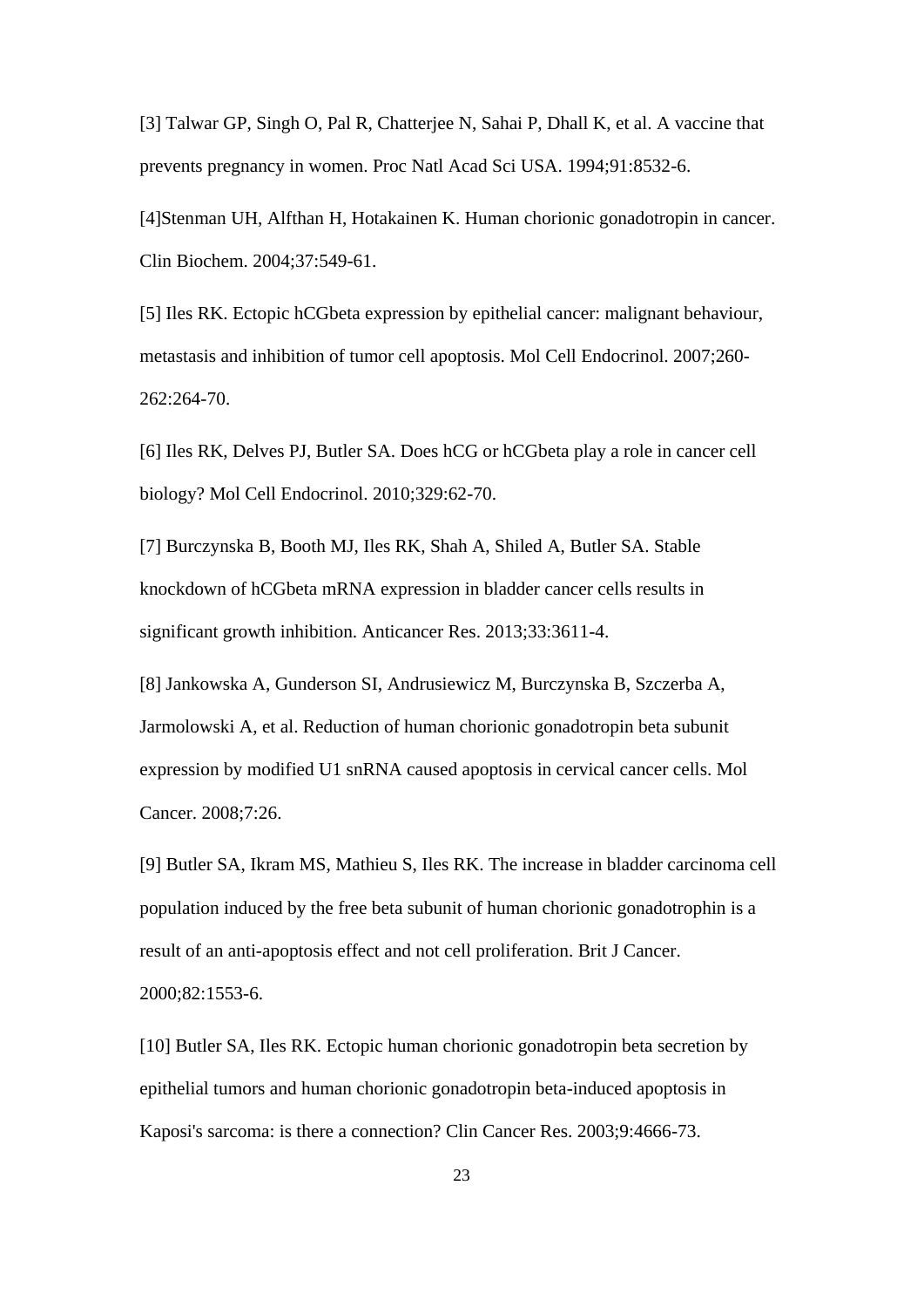[3] Talwar GP, Singh O, Pal R, Chatterjee N, Sahai P, Dhall K, et al. A vaccine that prevents pregnancy in women. Proc Natl Acad Sci USA. 1994;91:8532-6.

[4]Stenman UH, Alfthan H, Hotakainen K. Human chorionic gonadotropin in cancer. Clin Biochem. 2004;37:549-61.

[5] Iles RK. Ectopic hCGbeta expression by epithelial cancer: malignant behaviour, metastasis and inhibition of tumor cell apoptosis. Mol Cell Endocrinol. 2007;260-262:264-70.

[6] Iles RK, Delves PJ, Butler SA. Does hCG or hCGbeta play a role in cancer cell biology? Mol Cell Endocrinol. 2010;329:62-70.

[7] Burczynska B, Booth MJ, Iles RK, Shah A, Shiled A, Butler SA. Stable knockdown of hCGbeta mRNA expression in bladder cancer cells results in significant growth inhibition. Anticancer Res. 2013;33:3611-4.

[8] Jankowska A, Gunderson SI, Andrusiewicz M, Burczynska B, Szczerba A, Jarmolowski A, et al. Reduction of human chorionic gonadotropin beta subunit expression by modified U1 snRNA caused apoptosis in cervical cancer cells. Mol Cancer. 2008;7:26.

[9] Butler SA, Ikram MS, Mathieu S, Iles RK. The increase in bladder carcinoma cell population induced by the free beta subunit of human chorionic gonadotrophin is a result of an anti-apoptosis effect and not cell proliferation. Brit J Cancer. 2000;82:1553-6.

[10] Butler SA, Iles RK. Ectopic human chorionic gonadotropin beta secretion by epithelial tumors and human chorionic gonadotropin beta-induced apoptosis in Kaposi's sarcoma: is there a connection? Clin Cancer Res. 2003;9:4666-73.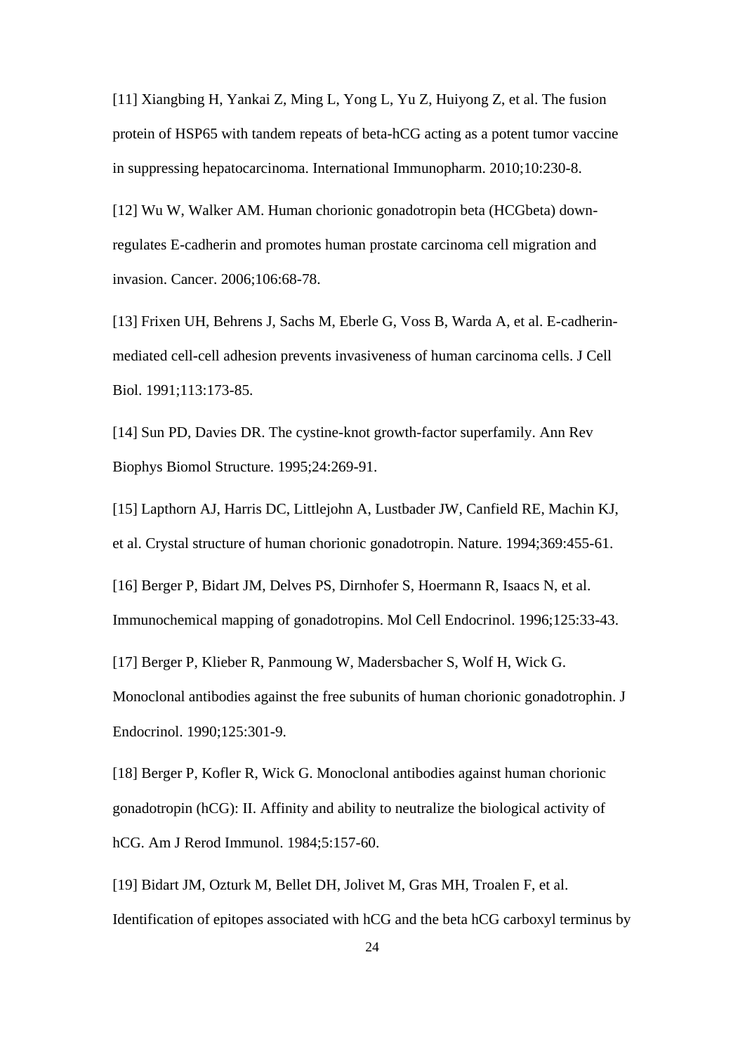[11] Xiangbing H, Yankai Z, Ming L, Yong L, Yu Z, Huiyong Z, et al. The fusion protein of HSP65 with tandem repeats of beta-hCG acting as a potent tumor vaccine in suppressing hepatocarcinoma. International Immunopharm. 2010;10:230-8.

[12] Wu W, Walker AM. Human chorionic gonadotropin beta (HCGbeta) down-regulates E-cadherin and promotes human prostate carcinoma cell migration and invasion. Cancer. 2006;106:68-78.

[13] Frixen UH, Behrens J, Sachs M, Eberle G, Voss B, Warda A, et al. E-cadherin-mediated cell-cell adhesion prevents invasiveness of human carcinoma cells. J Cell Biol. 1991;113:173-85.

[14] Sun PD, Davies DR. The cystine-knot growth-factor superfamily. Ann Rev Biophys Biomol Structure. 1995;24:269-91.

[15] Lapthorn AJ, Harris DC, Littlejohn A, Lustbader JW, Canfield RE, Machin KJ, et al. Crystal structure of human chorionic gonadotropin. Nature. 1994;369:455-61.

[16] Berger P, Bidart JM, Delves PS, Dirnhofer S, Hoermann R, Isaacs N, et al. Immunochemical mapping of gonadotropins. Mol Cell Endocrinol. 1996;125:33-43.

[17] Berger P, Klieber R, Panmoung W, Madersbacher S, Wolf H, Wick G. Monoclonal antibodies against the free subunits of human chorionic gonadotrophin. J Endocrinol. 1990;125:301-9.

[18] Berger P, Kofler R, Wick G. Monoclonal antibodies against human chorionic gonadotropin (hCG): II. Affinity and ability to neutralize the biological activity of hCG. Am J Rerod Immunol. 1984;5:157-60.

[19] Bidart JM, Ozturk M, Bellet DH, Jolivet M, Gras MH, Troalen F, et al. Identification of epitopes associated with hCG and the beta hCG carboxyl terminus by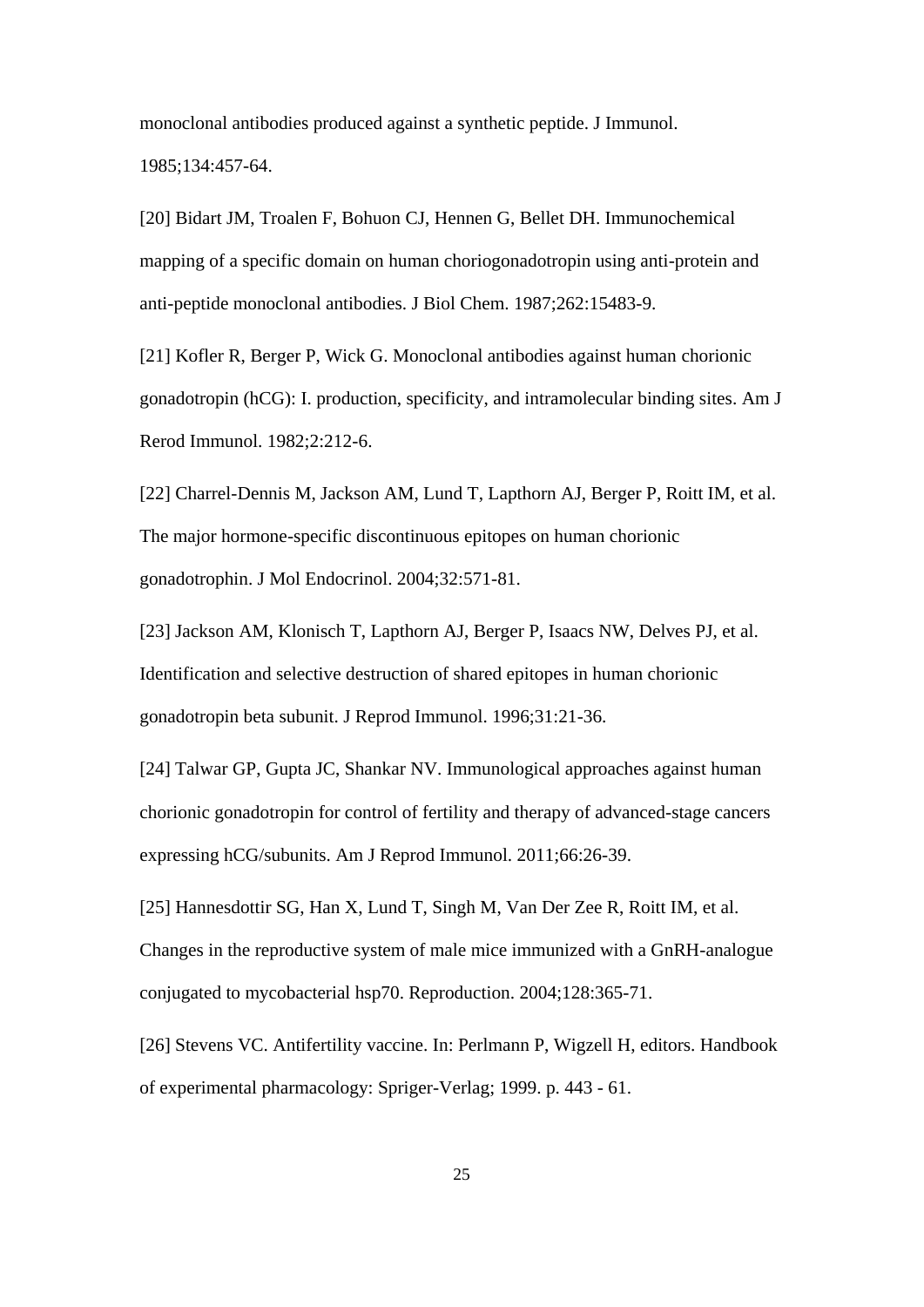monoclonal antibodies produced against a synthetic peptide. J Immunol. 1985;134:457-64.

[20] Bidart JM, Troalen F, Bohuon CJ, Hennen G, Bellet DH. Immunochemical mapping of a specific domain on human choriogonadotropin using anti-protein and anti-peptide monoclonal antibodies. J Biol Chem. 1987;262:15483-9.

[21] Kofler R, Berger P, Wick G. Monoclonal antibodies against human chorionic gonadotropin (hCG): I. production, specificity, and intramolecular binding sites. Am J Rerod Immunol. 1982;2:212-6.

[22] Charrel-Dennis M, Jackson AM, Lund T, Lapthorn AJ, Berger P, Roitt IM, et al. The major hormone-specific discontinuous epitopes on human chorionic gonadotrophin. J Mol Endocrinol. 2004;32:571-81.

[23] Jackson AM, Klonisch T, Lapthorn AJ, Berger P, Isaacs NW, Delves PJ, et al. Identification and selective destruction of shared epitopes in human chorionic gonadotropin beta subunit. J Reprod Immunol. 1996;31:21-36.

[24] Talwar GP, Gupta JC, Shankar NV. Immunological approaches against human chorionic gonadotropin for control of fertility and therapy of advanced-stage cancers expressing hCG/subunits. Am J Reprod Immunol. 2011;66:26-39.

[25] Hannesdottir SG, Han X, Lund T, Singh M, Van Der Zee R, Roitt IM, et al. Changes in the reproductive system of male mice immunized with a GnRH-analogue conjugated to mycobacterial hsp70. Reproduction. 2004;128:365-71.

[26] Stevens VC. Antifertility vaccine. In: Perlmann P, Wigzell H, editors. Handbook of experimental pharmacology: Spriger-Verlag; 1999. p. 443 - 61.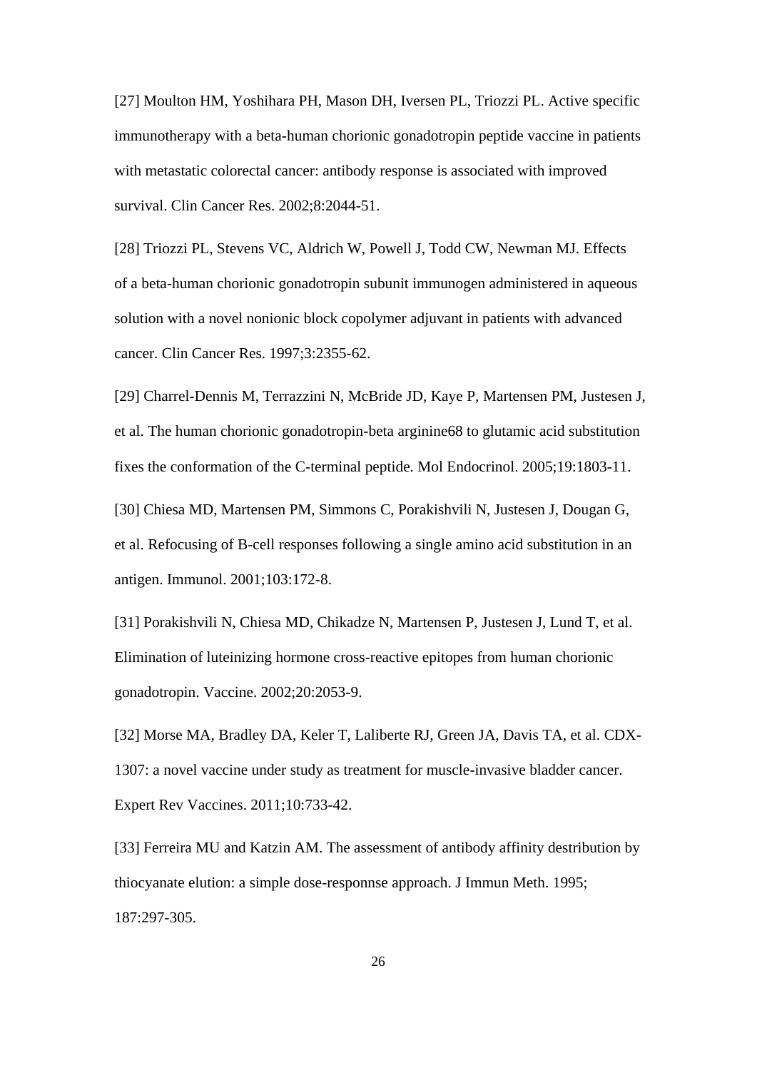[27] Moulton HM, Yoshihara PH, Mason DH, Iversen PL, Triozzi PL. Active specific immunotherapy with a beta-human chorionic gonadotropin peptide vaccine in patients with metastatic colorectal cancer: antibody response is associated with improved survival. Clin Cancer Res. 2002;8:2044-51.

[28] Triozzi PL, Stevens VC, Aldrich W, Powell J, Todd CW, Newman MJ. Effects of a beta-human chorionic gonadotropin subunit immunogen administered in aqueous solution with a novel nonionic block copolymer adjuvant in patients with advanced cancer. Clin Cancer Res. 1997;3:2355-62.

[29] Charrel-Dennis M, Terrazzini N, McBride JD, Kaye P, Martensen PM, Justesen J, et al. The human chorionic gonadotropin-beta arginine68 to glutamic acid substitution fixes the conformation of the C-terminal peptide. Mol Endocrinol. 2005;19:1803-11.

[30] Chiesa MD, Martensen PM, Simmons C, Porakishvili N, Justesen J, Dougan G, et al. Refocusing of B-cell responses following a single amino acid substitution in an antigen. Immunol. 2001;103:172-8.

[31] Porakishvili N, Chiesa MD, Chikadze N, Martensen P, Justesen J, Lund T, et al. Elimination of luteinizing hormone cross-reactive epitopes from human chorionic gonadotropin. Vaccine. 2002;20:2053-9.

[32] Morse MA, Bradley DA, Keler T, Laliberte RJ, Green JA, Davis TA, et al. CDX-1307: a novel vaccine under study as treatment for muscle-invasive bladder cancer. Expert Rev Vaccines. 2011;10:733-42.

[33] Ferreira MU and Katzin AM. The assessment of antibody affinity destribution by thiocyanate elution: a simple dose-responnse approach. J Immun Meth. 1995; 187:297-305.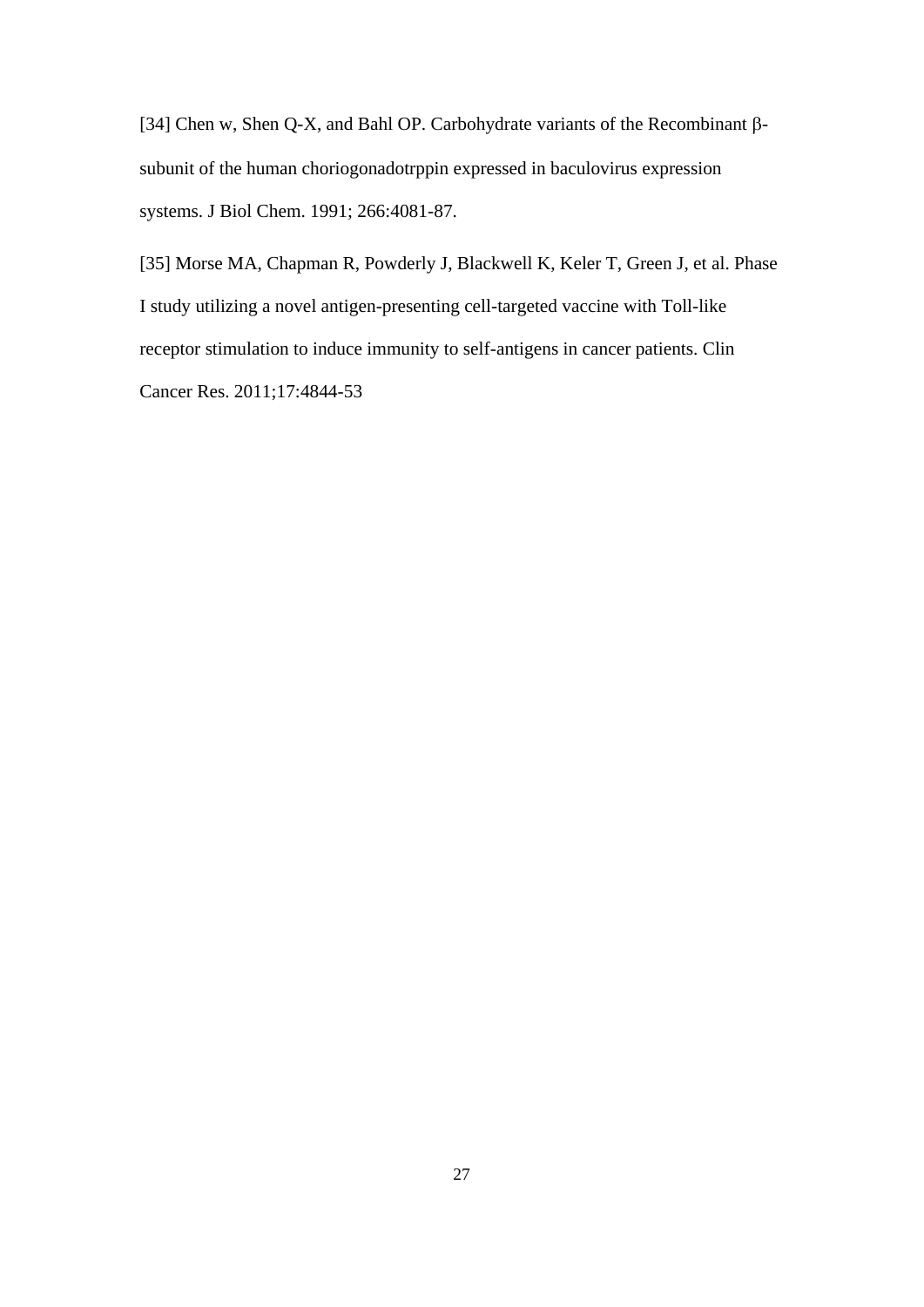[34] Chen w, Shen Q-X, and Bahl OP. Carbohydrate variants of the Recombinant β-subunit of the human choriogonadotrppin expressed in baculovirus expression systems. J Biol Chem. 1991; 266:4081-87.

[35] Morse MA, Chapman R, Powderly J, Blackwell K, Keler T, Green J, et al. Phase I study utilizing a novel antigen-presenting cell-targeted vaccine with Toll-like receptor stimulation to induce immunity to self-antigens in cancer patients. Clin Cancer Res. 2011;17:4844-53